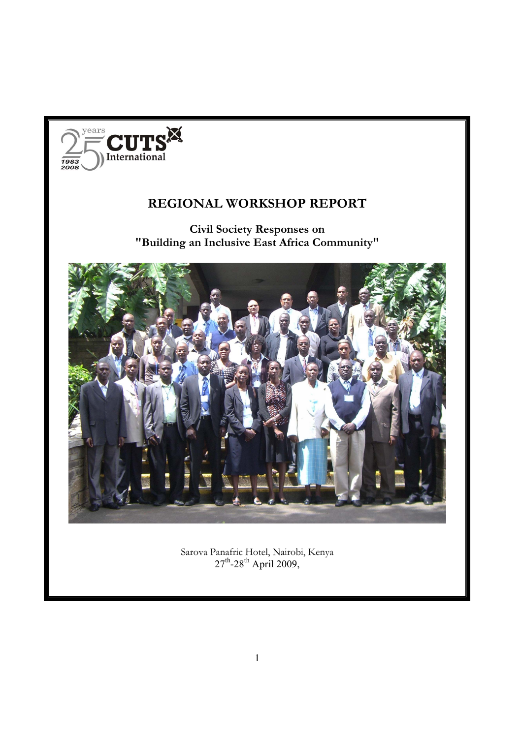years 25 CUTS International 1983 2008

# REGIONAL WORKSHOP REPORT

**Civil Society Responses on "Building an Inclusive East Africa Community"**

Sarova Panafric Hotel, Nairobi, Kenya
27th-28th April 2009,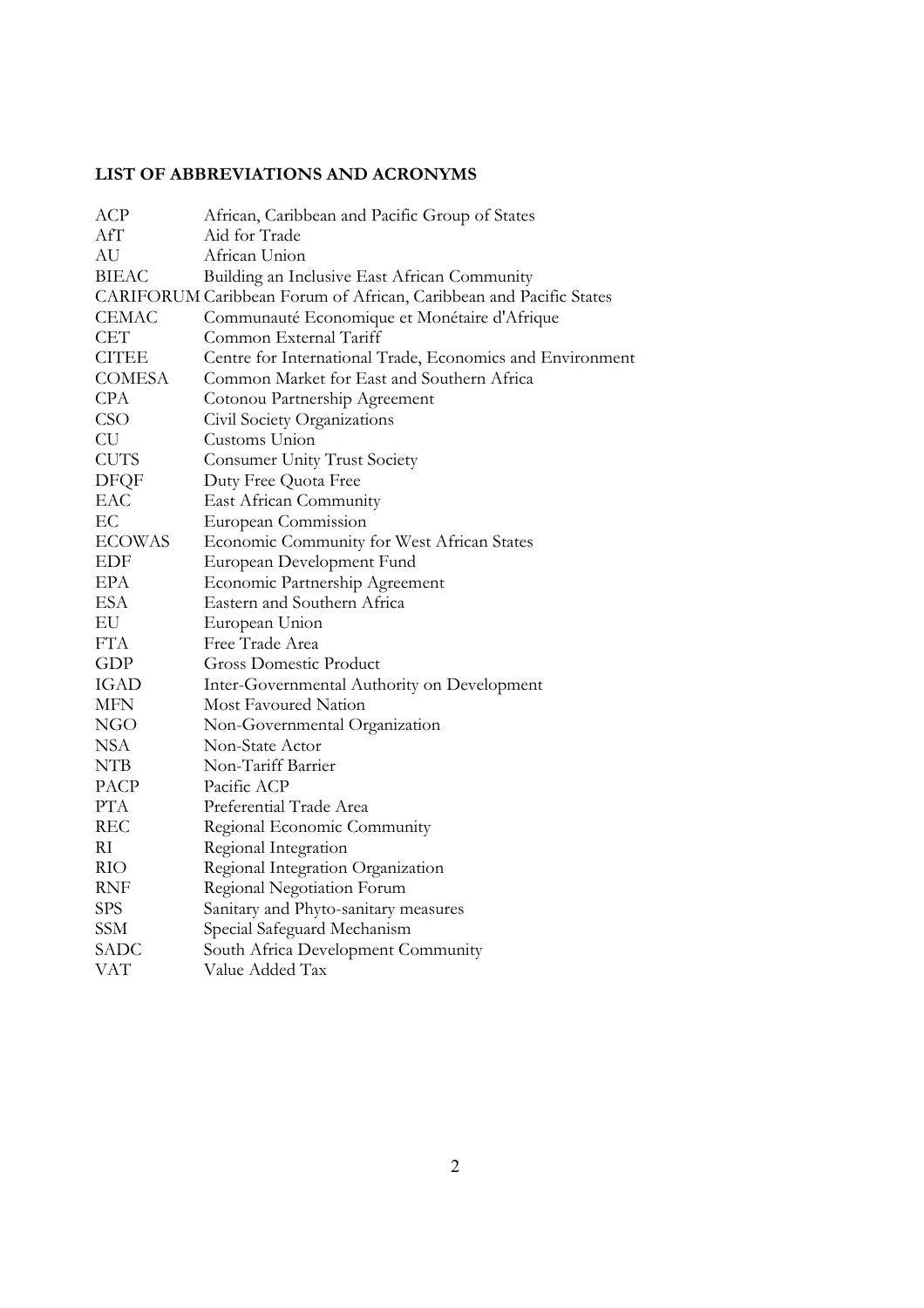## LIST OF ABBREVIATIONS AND ACRONYMS

| | |
|---|---|
| ACP | African, Caribbean and Pacific Group of States |
| AfT | Aid for Trade |
| AU | African Union |
| BIEAC | Building an Inclusive East African Community |
| CARIFORUM | Caribbean Forum of African, Caribbean and Pacific States |
| CEMAC | Communauté Economique et Monétaire d'Afrique |
| CET | Common External Tariff |
| CITEE | Centre for International Trade, Economics and Environment |
| COMESA | Common Market for East and Southern Africa |
| CPA | Cotonou Partnership Agreement |
| CSO | Civil Society Organizations |
| CU | Customs Union |
| CUTS | Consumer Unity Trust Society |
| DFQF | Duty Free Quota Free |
| EAC | East African Community |
| EC | European Commission |
| ECOWAS | Economic Community for West African States |
| EDF | European Development Fund |
| EPA | Economic Partnership Agreement |
| ESA | Eastern and Southern Africa |
| EU | European Union |
| FTA | Free Trade Area |
| GDP | Gross Domestic Product |
| IGAD | Inter-Governmental Authority on Development |
| MFN | Most Favoured Nation |
| NGO | Non-Governmental Organization |
| NSA | Non-State Actor |
| NTB | Non-Tariff Barrier |
| PACP | Pacific ACP |
| PTA | Preferential Trade Area |
| REC | Regional Economic Community |
| RI | Regional Integration |
| RIO | Regional Integration Organization |
| RNF | Regional Negotiation Forum |
| SPS | Sanitary and Phyto-sanitary measures |
| SSM | Special Safeguard Mechanism |
| SADC | South Africa Development Community |
| VAT | Value Added Tax |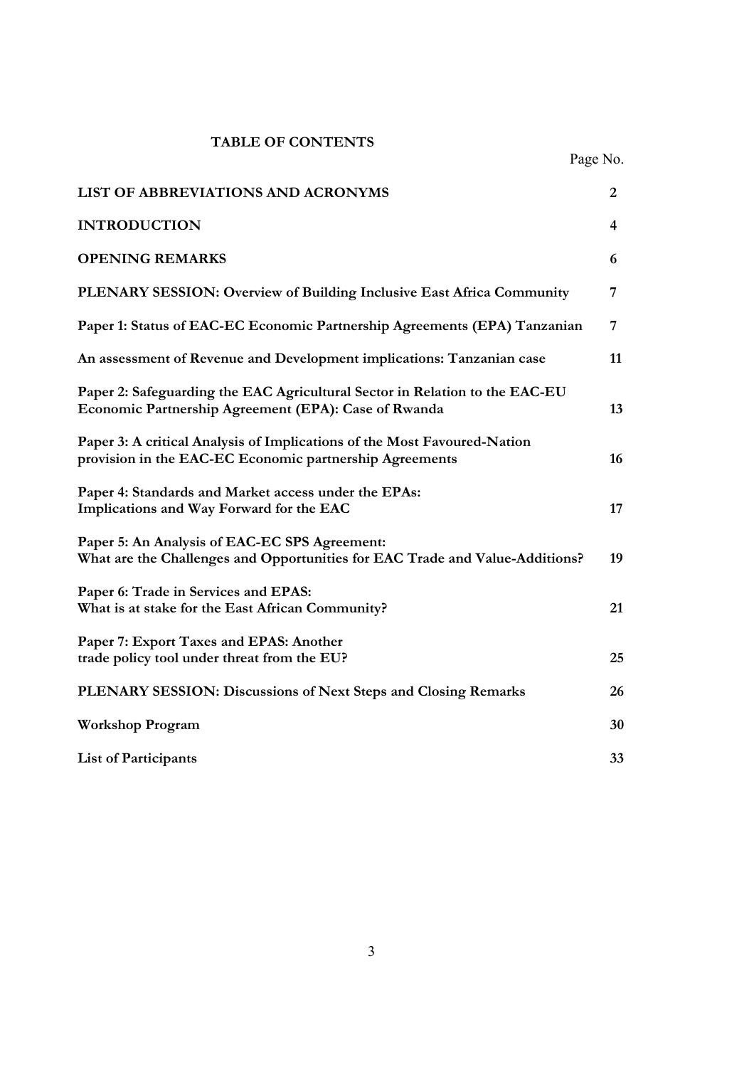## TABLE OF CONTENTS

| | Page No. |
|---|---|
| **LIST OF ABBREVIATIONS AND ACRONYMS** | **2** |
| **INTRODUCTION** | **4** |
| **OPENING REMARKS** | **6** |
| **PLENARY SESSION: Overview of Building Inclusive East Africa Community** | **7** |
| **Paper 1: Status of EAC-EC Economic Partnership Agreements (EPA) Tanzanian** | **7** |
| **An assessment of Revenue and Development implications: Tanzanian case** | **11** |
| **Paper 2: Safeguarding the EAC Agricultural Sector in Relation to the EAC-EU Economic Partnership Agreement (EPA): Case of Rwanda** | **13** |
| **Paper 3: A critical Analysis of Implications of the Most Favoured-Nation provision in the EAC-EC Economic partnership Agreements** | **16** |
| **Paper 4: Standards and Market access under the EPAs: Implications and Way Forward for the EAC** | **17** |
| **Paper 5: An Analysis of EAC-EC SPS Agreement: What are the Challenges and Opportunities for EAC Trade and Value-Additions?** | **19** |
| **Paper 6: Trade in Services and EPAS: What is at stake for the East African Community?** | **21** |
| **Paper 7: Export Taxes and EPAS: Another trade policy tool under threat from the EU?** | **25** |
| **PLENARY SESSION: Discussions of Next Steps and Closing Remarks** | **26** |
| **Workshop Program** | **30** |
| **List of Participants** | **33** |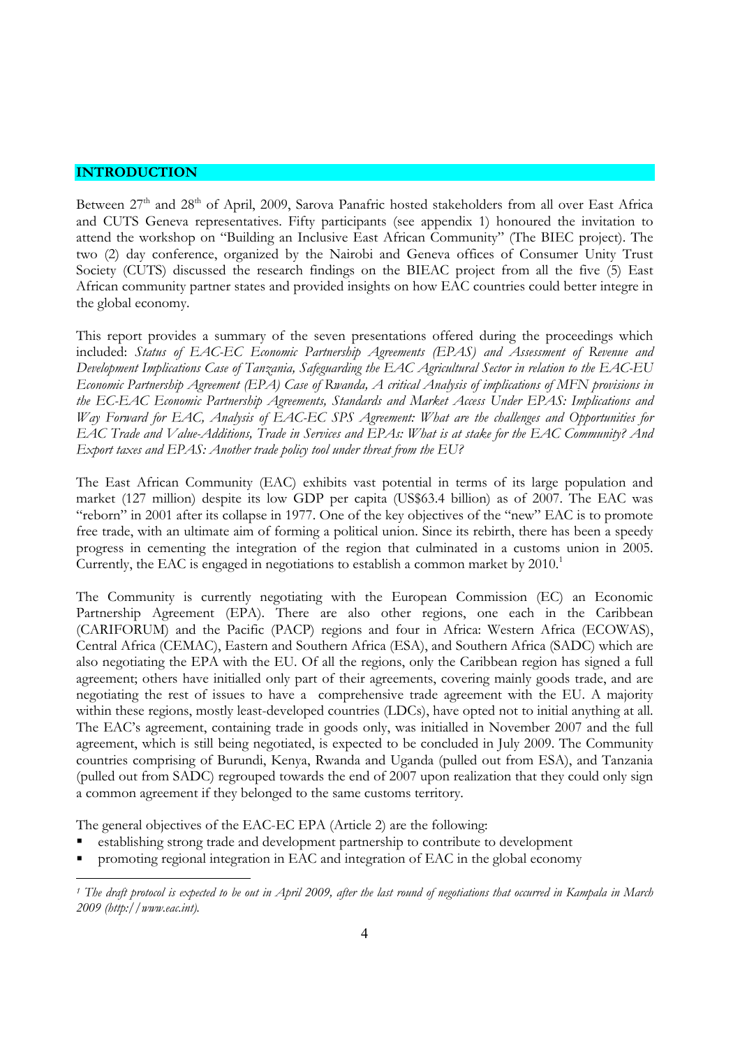## INTRODUCTION

Between 27th and 28th of April, 2009, Sarova Panafric hosted stakeholders from all over East Africa and CUTS Geneva representatives. Fifty participants (see appendix 1) honoured the invitation to attend the workshop on "Building an Inclusive East African Community" (The BIEC project). The two (2) day conference, organized by the Nairobi and Geneva offices of Consumer Unity Trust Society (CUTS) discussed the research findings on the BIEAC project from all the five (5) East African community partner states and provided insights on how EAC countries could better integre in the global economy.

This report provides a summary of the seven presentations offered during the proceedings which included: *Status of EAC-EC Economic Partnership Agreements (EPAS) and Assessment of Revenue and Development Implications Case of Tanzania, Safeguarding the EAC Agricultural Sector in relation to the EAC-EU Economic Partnership Agreement (EPA) Case of Rwanda, A critical Analysis of implications of MFN provisions in the EC-EAC Economic Partnership Agreements, Standards and Market Access Under EPAS: Implications and Way Forward for EAC, Analysis of EAC-EC SPS Agreement: What are the challenges and Opportunities for EAC Trade and Value-Additions, Trade in Services and EPAs: What is at stake for the EAC Community? And Export taxes and EPAS: Another trade policy tool under threat from the EU?*

The East African Community (EAC) exhibits vast potential in terms of its large population and market (127 million) despite its low GDP per capita (US$63.4 billion) as of 2007. The EAC was "reborn" in 2001 after its collapse in 1977. One of the key objectives of the "new" EAC is to promote free trade, with an ultimate aim of forming a political union. Since its rebirth, there has been a speedy progress in cementing the integration of the region that culminated in a customs union in 2005. Currently, the EAC is engaged in negotiations to establish a common market by 2010.[1]

The Community is currently negotiating with the European Commission (EC) an Economic Partnership Agreement (EPA). There are also other regions, one each in the Caribbean (CARIFORUM) and the Pacific (PACP) regions and four in Africa: Western Africa (ECOWAS), Central Africa (CEMAC), Eastern and Southern Africa (ESA), and Southern Africa (SADC) which are also negotiating the EPA with the EU. Of all the regions, only the Caribbean region has signed a full agreement; others have initialled only part of their agreements, covering mainly goods trade, and are negotiating the rest of issues to have a comprehensive trade agreement with the EU. A majority within these regions, mostly least-developed countries (LDCs), have opted not to initial anything at all. The EAC's agreement, containing trade in goods only, was initialled in November 2007 and the full agreement, which is still being negotiated, is expected to be concluded in July 2009. The Community countries comprising of Burundi, Kenya, Rwanda and Uganda (pulled out from ESA), and Tanzania (pulled out from SADC) regrouped towards the end of 2007 upon realization that they could only sign a common agreement if they belonged to the same customs territory.

The general objectives of the EAC-EC EPA (Article 2) are the following:

- establishing strong trade and development partnership to contribute to development
- promoting regional integration in EAC and integration of EAC in the global economy

---

[1] *The draft protocol is expected to be out in April 2009, after the last round of negotiations that occurred in Kampala in March 2009 (http://www.eac.int).*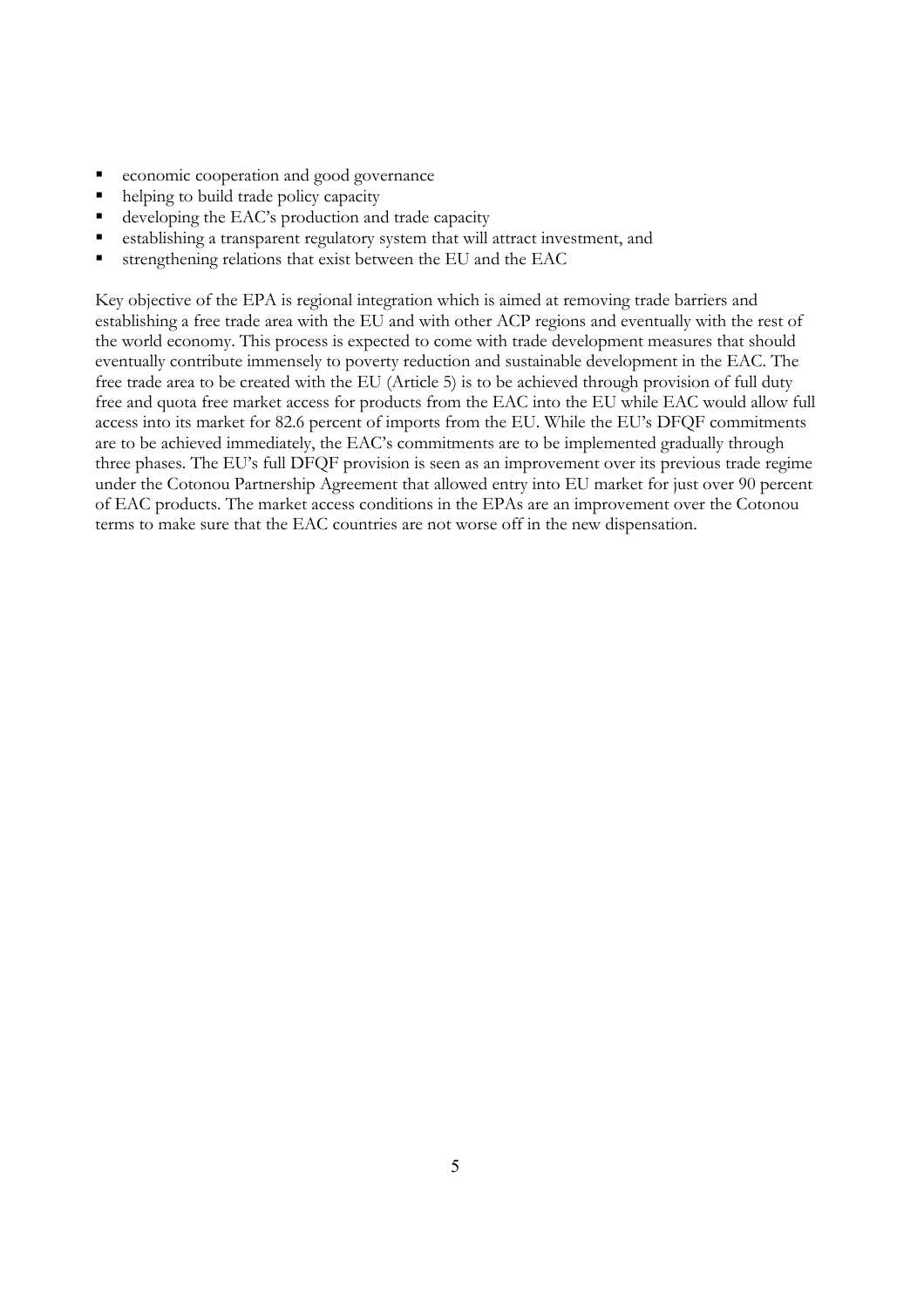- economic cooperation and good governance
- helping to build trade policy capacity
- developing the EAC's production and trade capacity
- establishing a transparent regulatory system that will attract investment, and
- strengthening relations that exist between the EU and the EAC

Key objective of the EPA is regional integration which is aimed at removing trade barriers and establishing a free trade area with the EU and with other ACP regions and eventually with the rest of the world economy. This process is expected to come with trade development measures that should eventually contribute immensely to poverty reduction and sustainable development in the EAC. The free trade area to be created with the EU (Article 5) is to be achieved through provision of full duty free and quota free market access for products from the EAC into the EU while EAC would allow full access into its market for 82.6 percent of imports from the EU. While the EU's DFQF commitments are to be achieved immediately, the EAC's commitments are to be implemented gradually through three phases. The EU's full DFQF provision is seen as an improvement over its previous trade regime under the Cotonou Partnership Agreement that allowed entry into EU market for just over 90 percent of EAC products. The market access conditions in the EPAs are an improvement over the Cotonou terms to make sure that the EAC countries are not worse off in the new dispensation.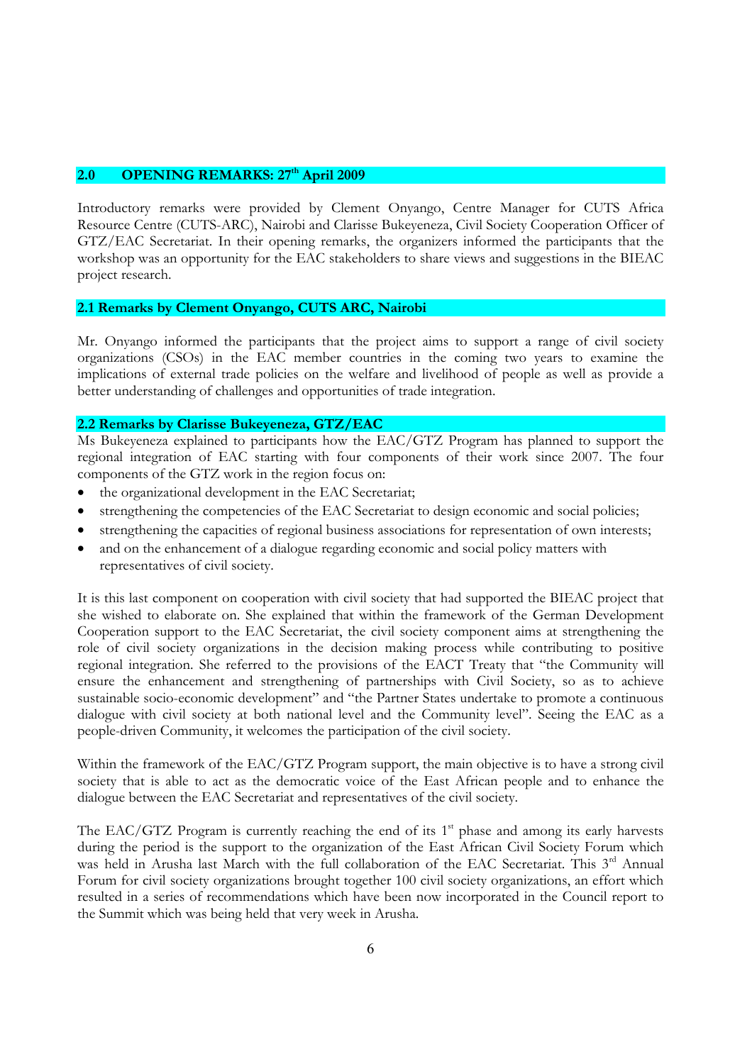## 2.0 OPENING REMARKS: 27th April 2009

Introductory remarks were provided by Clement Onyango, Centre Manager for CUTS Africa Resource Centre (CUTS-ARC), Nairobi and Clarisse Bukeyeneza, Civil Society Cooperation Officer of GTZ/EAC Secretariat. In their opening remarks, the organizers informed the participants that the workshop was an opportunity for the EAC stakeholders to share views and suggestions in the BIEAC project research.

### 2.1 Remarks by Clement Onyango, CUTS ARC, Nairobi

Mr. Onyango informed the participants that the project aims to support a range of civil society organizations (CSOs) in the EAC member countries in the coming two years to examine the implications of external trade policies on the welfare and livelihood of people as well as provide a better understanding of challenges and opportunities of trade integration.

### 2.2 Remarks by Clarisse Bukeyeneza, GTZ/EAC

Ms Bukeyeneza explained to participants how the EAC/GTZ Program has planned to support the regional integration of EAC starting with four components of their work since 2007. The four components of the GTZ work in the region focus on:

- the organizational development in the EAC Secretariat;
- strengthening the competencies of the EAC Secretariat to design economic and social policies;
- strengthening the capacities of regional business associations for representation of own interests;
- and on the enhancement of a dialogue regarding economic and social policy matters with representatives of civil society.

It is this last component on cooperation with civil society that had supported the BIEAC project that she wished to elaborate on. She explained that within the framework of the German Development Cooperation support to the EAC Secretariat, the civil society component aims at strengthening the role of civil society organizations in the decision making process while contributing to positive regional integration. She referred to the provisions of the EACT Treaty that "the Community will ensure the enhancement and strengthening of partnerships with Civil Society, so as to achieve sustainable socio-economic development" and "the Partner States undertake to promote a continuous dialogue with civil society at both national level and the Community level". Seeing the EAC as a people-driven Community, it welcomes the participation of the civil society.

Within the framework of the EAC/GTZ Program support, the main objective is to have a strong civil society that is able to act as the democratic voice of the East African people and to enhance the dialogue between the EAC Secretariat and representatives of the civil society.

The EAC/GTZ Program is currently reaching the end of its 1st phase and among its early harvests during the period is the support to the organization of the East African Civil Society Forum which was held in Arusha last March with the full collaboration of the EAC Secretariat. This 3rd Annual Forum for civil society organizations brought together 100 civil society organizations, an effort which resulted in a series of recommendations which have been now incorporated in the Council report to the Summit which was being held that very week in Arusha.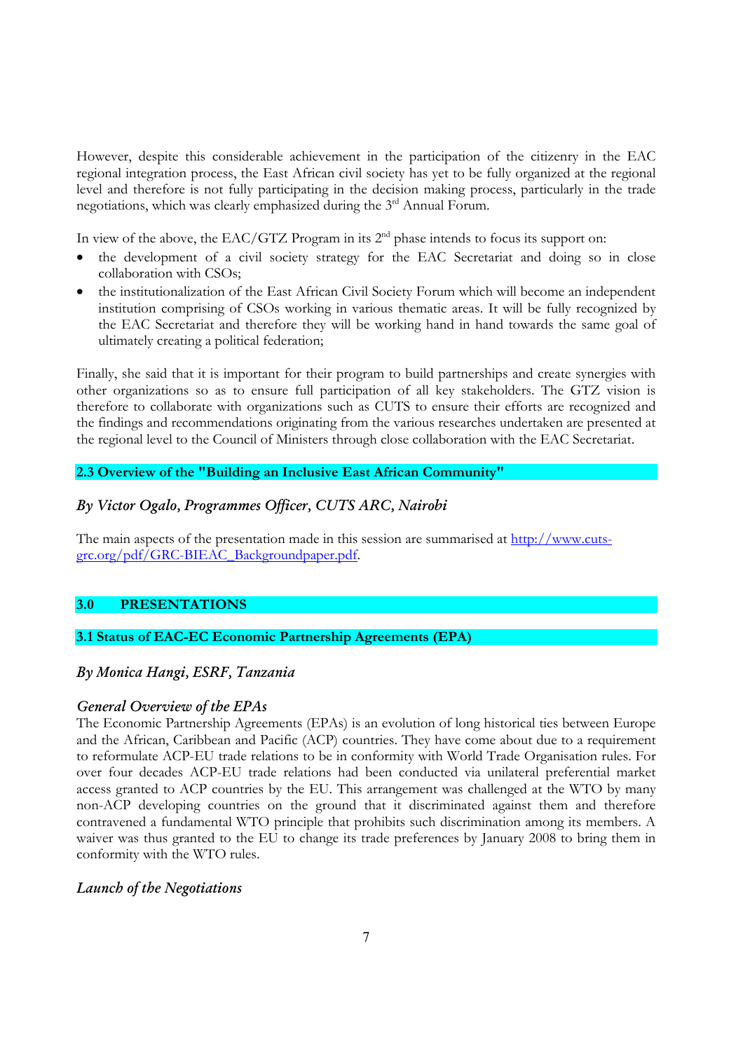However, despite this considerable achievement in the participation of the citizenry in the EAC regional integration process, the East African civil society has yet to be fully organized at the regional level and therefore is not fully participating in the decision making process, particularly in the trade negotiations, which was clearly emphasized during the 3rd Annual Forum.

In view of the above, the EAC/GTZ Program in its 2nd phase intends to focus its support on:

- the development of a civil society strategy for the EAC Secretariat and doing so in close collaboration with CSOs;
- the institutionalization of the East African Civil Society Forum which will become an independent institution comprising of CSOs working in various thematic areas. It will be fully recognized by the EAC Secretariat and therefore they will be working hand in hand towards the same goal of ultimately creating a political federation;

Finally, she said that it is important for their program to build partnerships and create synergies with other organizations so as to ensure full participation of all key stakeholders. The GTZ vision is therefore to collaborate with organizations such as CUTS to ensure their efforts are recognized and the findings and recommendations originating from the various researches undertaken are presented at the regional level to the Council of Ministers through close collaboration with the EAC Secretariat.

### 2.3 Overview of the "Building an Inclusive East African Community"

*By Victor Ogalo, Programmes Officer, CUTS ARC, Nairobi*

The main aspects of the presentation made in this session are summarised at http://www.cuts-grc.org/pdf/GRC-BIEAC_Backgroundpaper.pdf.

## 3.0 PRESENTATIONS

### 3.1 Status of EAC-EC Economic Partnership Agreements (EPA)

*By Monica Hangi, ESRF, Tanzania*

*General Overview of the EPAs*

The Economic Partnership Agreements (EPAs) is an evolution of long historical ties between Europe and the African, Caribbean and Pacific (ACP) countries. They have come about due to a requirement to reformulate ACP-EU trade relations to be in conformity with World Trade Organisation rules. For over four decades ACP-EU trade relations had been conducted via unilateral preferential market access granted to ACP countries by the EU. This arrangement was challenged at the WTO by many non-ACP developing countries on the ground that it discriminated against them and therefore contravened a fundamental WTO principle that prohibits such discrimination among its members. A waiver was thus granted to the EU to change its trade preferences by January 2008 to bring them in conformity with the WTO rules.

*Launch of the Negotiations*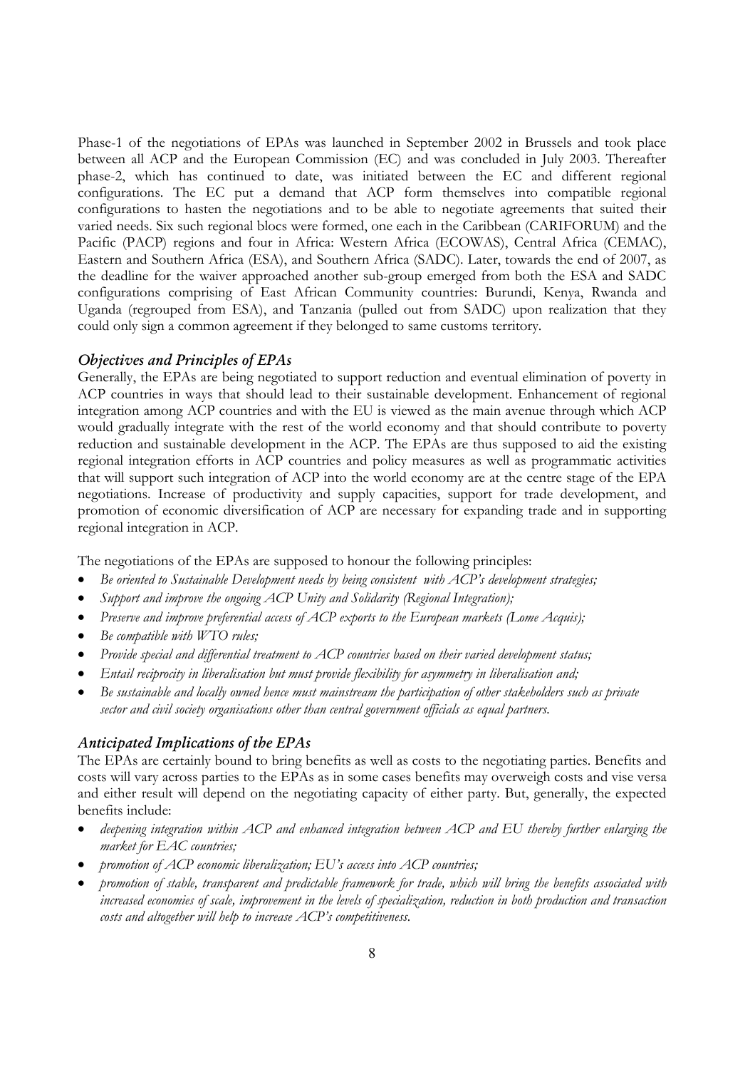Phase-1 of the negotiations of EPAs was launched in September 2002 in Brussels and took place between all ACP and the European Commission (EC) and was concluded in July 2003. Thereafter phase-2, which has continued to date, was initiated between the EC and different regional configurations. The EC put a demand that ACP form themselves into compatible regional configurations to hasten the negotiations and to be able to negotiate agreements that suited their varied needs. Six such regional blocs were formed, one each in the Caribbean (CARIFORUM) and the Pacific (PACP) regions and four in Africa: Western Africa (ECOWAS), Central Africa (CEMAC), Eastern and Southern Africa (ESA), and Southern Africa (SADC). Later, towards the end of 2007, as the deadline for the waiver approached another sub-group emerged from both the ESA and SADC configurations comprising of East African Community countries: Burundi, Kenya, Rwanda and Uganda (regrouped from ESA), and Tanzania (pulled out from SADC) upon realization that they could only sign a common agreement if they belonged to same customs territory.

### *Objectives and Principles of EPAs*

Generally, the EPAs are being negotiated to support reduction and eventual elimination of poverty in ACP countries in ways that should lead to their sustainable development. Enhancement of regional integration among ACP countries and with the EU is viewed as the main avenue through which ACP would gradually integrate with the rest of the world economy and that should contribute to poverty reduction and sustainable development in the ACP. The EPAs are thus supposed to aid the existing regional integration efforts in ACP countries and policy measures as well as programmatic activities that will support such integration of ACP into the world economy are at the centre stage of the EPA negotiations. Increase of productivity and supply capacities, support for trade development, and promotion of economic diversification of ACP are necessary for expanding trade and in supporting regional integration in ACP.

The negotiations of the EPAs are supposed to honour the following principles:

- *Be oriented to Sustainable Development needs by being consistent with ACP's development strategies;*
- *Support and improve the ongoing ACP Unity and Solidarity (Regional Integration);*
- *Preserve and improve preferential access of ACP exports to the European markets (Lome Acquis);*
- *Be compatible with WTO rules;*
- *Provide special and differential treatment to ACP countries based on their varied development status;*
- *Entail reciprocity in liberalisation but must provide flexibility for asymmetry in liberalisation and;*
- *Be sustainable and locally owned hence must mainstream the participation of other stakeholders such as private sector and civil society organisations other than central government officials as equal partners.*

### *Anticipated Implications of the EPAs*

The EPAs are certainly bound to bring benefits as well as costs to the negotiating parties. Benefits and costs will vary across parties to the EPAs as in some cases benefits may overweigh costs and vise versa and either result will depend on the negotiating capacity of either party. But, generally, the expected benefits include:

- *deepening integration within ACP and enhanced integration between ACP and EU thereby further enlarging the market for EAC countries;*
- *promotion of ACP economic liberalization; EU's access into ACP countries;*
- *promotion of stable, transparent and predictable framework for trade, which will bring the benefits associated with increased economies of scale, improvement in the levels of specialization, reduction in both production and transaction costs and altogether will help to increase ACP's competitiveness.*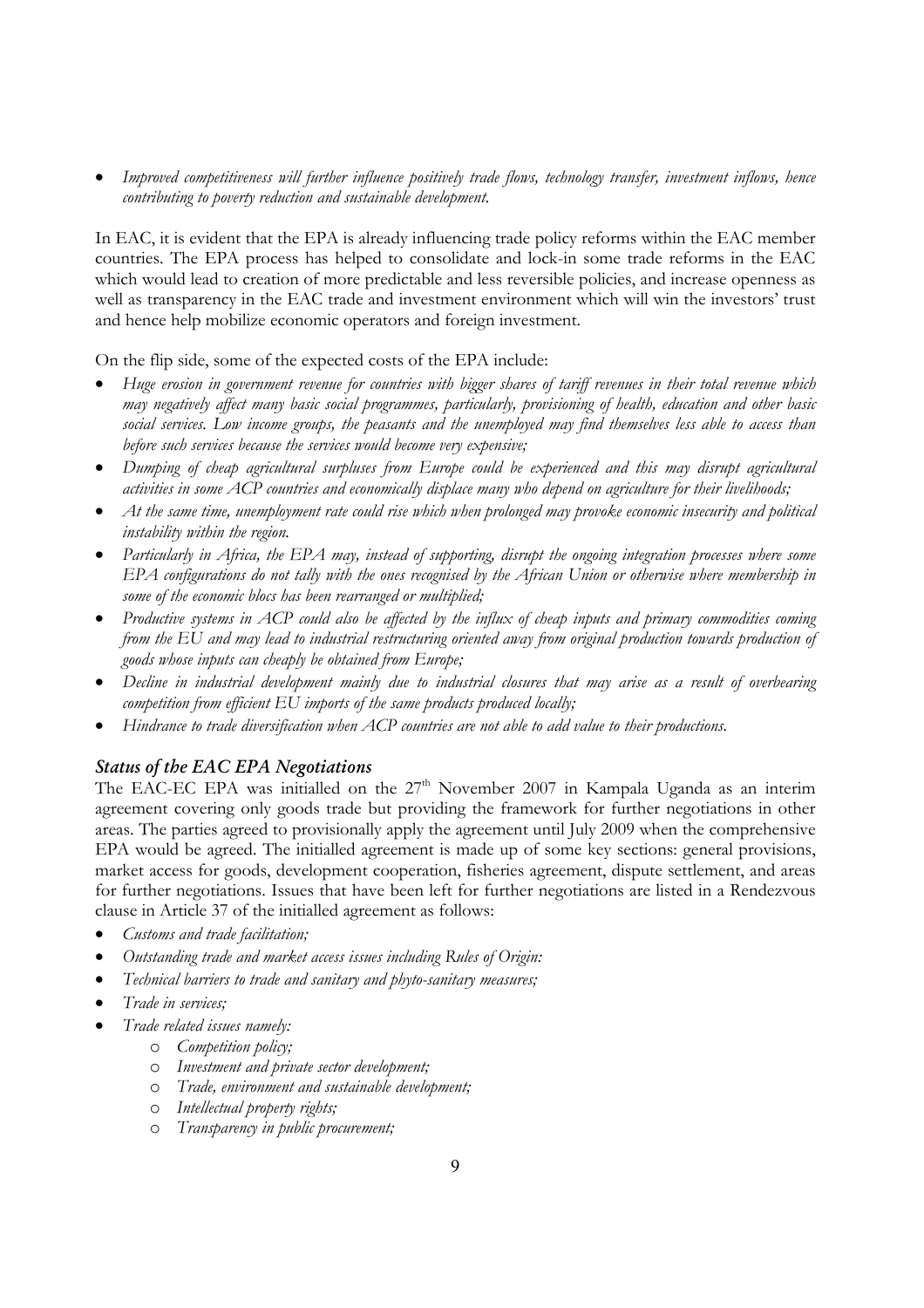- *Improved competitiveness will further influence positively trade flows, technology transfer, investment inflows, hence contributing to poverty reduction and sustainable development.*

In EAC, it is evident that the EPA is already influencing trade policy reforms within the EAC member countries. The EPA process has helped to consolidate and lock-in some trade reforms in the EAC which would lead to creation of more predictable and less reversible policies, and increase openness as well as transparency in the EAC trade and investment environment which will win the investors' trust and hence help mobilize economic operators and foreign investment.

On the flip side, some of the expected costs of the EPA include:

- *Huge erosion in government revenue for countries with bigger shares of tariff revenues in their total revenue which may negatively affect many basic social programmes, particularly, provisioning of health, education and other basic social services. Low income groups, the peasants and the unemployed may find themselves less able to access than before such services because the services would become very expensive;*
- *Dumping of cheap agricultural surpluses from Europe could be experienced and this may disrupt agricultural activities in some ACP countries and economically displace many who depend on agriculture for their livelihoods;*
- *At the same time, unemployment rate could rise which when prolonged may provoke economic insecurity and political instability within the region.*
- *Particularly in Africa, the EPA may, instead of supporting, disrupt the ongoing integration processes where some EPA configurations do not tally with the ones recognised by the African Union or otherwise where membership in some of the economic blocs has been rearranged or multiplied;*
- *Productive systems in ACP could also be affected by the influx of cheap inputs and primary commodities coming from the EU and may lead to industrial restructuring oriented away from original production towards production of goods whose inputs can cheaply be obtained from Europe;*
- *Decline in industrial development mainly due to industrial closures that may arise as a result of overbearing competition from efficient EU imports of the same products produced locally;*
- *Hindrance to trade diversification when ACP countries are not able to add value to their productions.*

### *Status of the EAC EPA Negotiations*

The EAC-EC EPA was initialled on the 27th November 2007 in Kampala Uganda as an interim agreement covering only goods trade but providing the framework for further negotiations in other areas. The parties agreed to provisionally apply the agreement until July 2009 when the comprehensive EPA would be agreed. The initialled agreement is made up of some key sections: general provisions, market access for goods, development cooperation, fisheries agreement, dispute settlement, and areas for further negotiations. Issues that have been left for further negotiations are listed in a Rendezvous clause in Article 37 of the initialled agreement as follows:

- *Customs and trade facilitation;*
- *Outstanding trade and market access issues including Rules of Origin:*
- *Technical barriers to trade and sanitary and phyto-sanitary measures;*
- *Trade in services;*
- *Trade related issues namely:*
  - *Competition policy;*
  - *Investment and private sector development;*
  - *Trade, environment and sustainable development;*
  - *Intellectual property rights;*
  - *Transparency in public procurement;*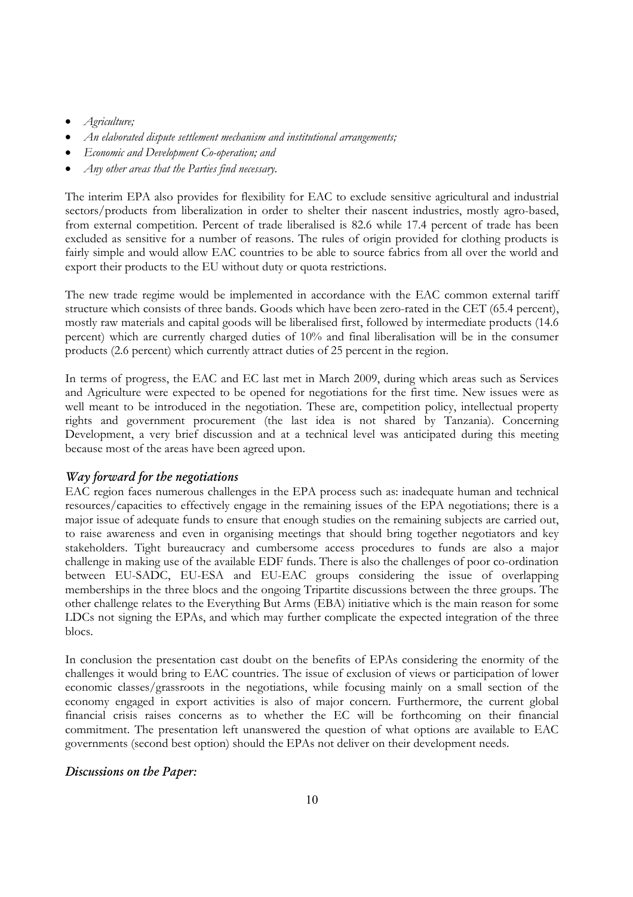- *Agriculture;*
- *An elaborated dispute settlement mechanism and institutional arrangements;*
- *Economic and Development Co-operation; and*
- *Any other areas that the Parties find necessary.*

The interim EPA also provides for flexibility for EAC to exclude sensitive agricultural and industrial sectors/products from liberalization in order to shelter their nascent industries, mostly agro-based, from external competition. Percent of trade liberalised is 82.6 while 17.4 percent of trade has been excluded as sensitive for a number of reasons. The rules of origin provided for clothing products is fairly simple and would allow EAC countries to be able to source fabrics from all over the world and export their products to the EU without duty or quota restrictions.

The new trade regime would be implemented in accordance with the EAC common external tariff structure which consists of three bands. Goods which have been zero-rated in the CET (65.4 percent), mostly raw materials and capital goods will be liberalised first, followed by intermediate products (14.6 percent) which are currently charged duties of 10% and final liberalisation will be in the consumer products (2.6 percent) which currently attract duties of 25 percent in the region.

In terms of progress, the EAC and EC last met in March 2009, during which areas such as Services and Agriculture were expected to be opened for negotiations for the first time. New issues were as well meant to be introduced in the negotiation. These are, competition policy, intellectual property rights and government procurement (the last idea is not shared by Tanzania). Concerning Development, a very brief discussion and at a technical level was anticipated during this meeting because most of the areas have been agreed upon.

### *Way forward for the negotiations*

EAC region faces numerous challenges in the EPA process such as: inadequate human and technical resources/capacities to effectively engage in the remaining issues of the EPA negotiations; there is a major issue of adequate funds to ensure that enough studies on the remaining subjects are carried out, to raise awareness and even in organising meetings that should bring together negotiators and key stakeholders. Tight bureaucracy and cumbersome access procedures to funds are also a major challenge in making use of the available EDF funds. There is also the challenges of poor co-ordination between EU-SADC, EU-ESA and EU-EAC groups considering the issue of overlapping memberships in the three blocs and the ongoing Tripartite discussions between the three groups. The other challenge relates to the Everything But Arms (EBA) initiative which is the main reason for some LDCs not signing the EPAs, and which may further complicate the expected integration of the three blocs.

In conclusion the presentation cast doubt on the benefits of EPAs considering the enormity of the challenges it would bring to EAC countries. The issue of exclusion of views or participation of lower economic classes/grassroots in the negotiations, while focusing mainly on a small section of the economy engaged in export activities is also of major concern. Furthermore, the current global financial crisis raises concerns as to whether the EC will be forthcoming on their financial commitment. The presentation left unanswered the question of what options are available to EAC governments (second best option) should the EPAs not deliver on their development needs.

### *Discussions on the Paper:*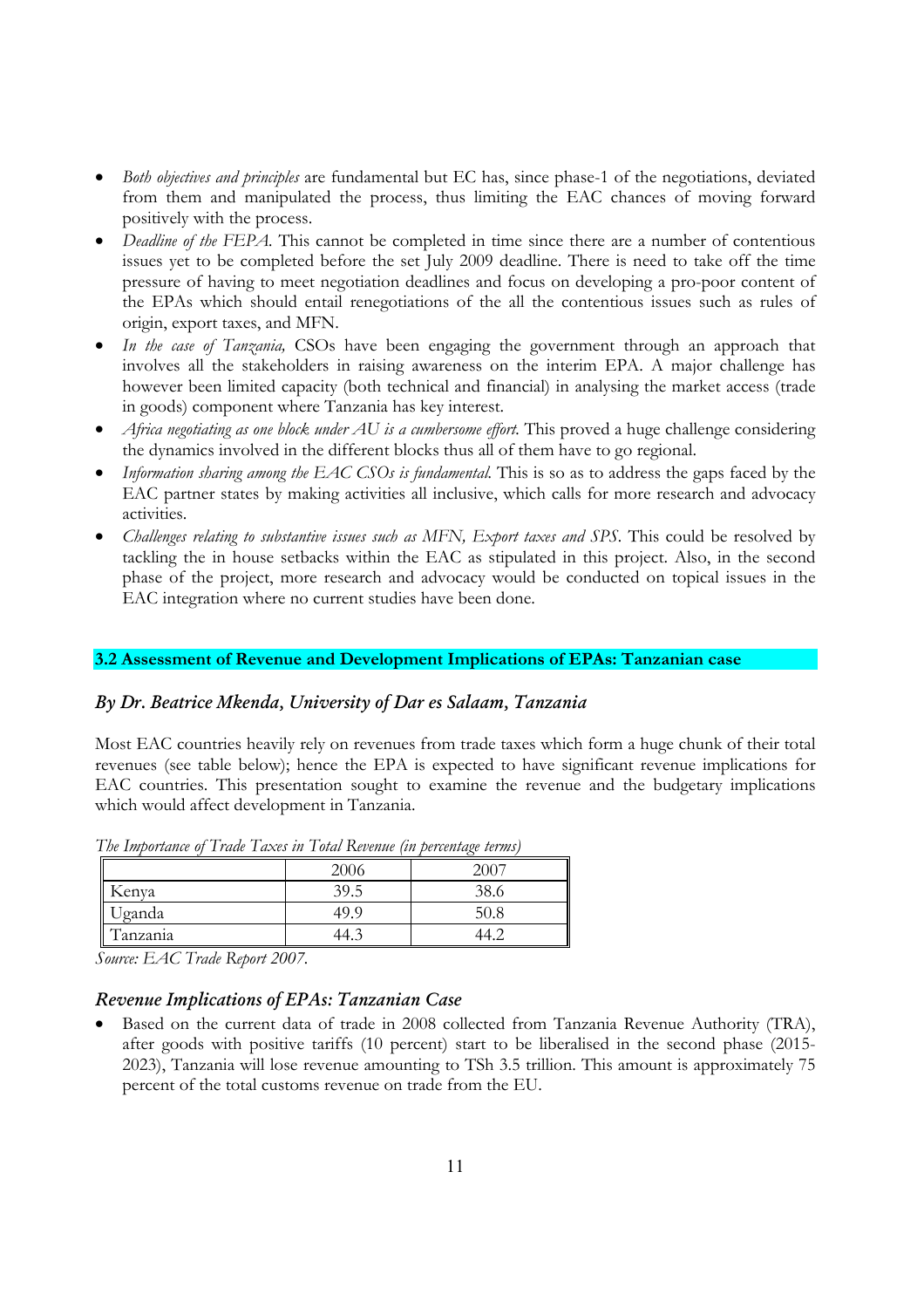- *Both objectives and principles* are fundamental but EC has, since phase-1 of the negotiations, deviated from them and manipulated the process, thus limiting the EAC chances of moving forward positively with the process.
- *Deadline of the FEPA.* This cannot be completed in time since there are a number of contentious issues yet to be completed before the set July 2009 deadline. There is need to take off the time pressure of having to meet negotiation deadlines and focus on developing a pro-poor content of the EPAs which should entail renegotiations of the all the contentious issues such as rules of origin, export taxes, and MFN.
- *In the case of Tanzania,* CSOs have been engaging the government through an approach that involves all the stakeholders in raising awareness on the interim EPA. A major challenge has however been limited capacity (both technical and financial) in analysing the market access (trade in goods) component where Tanzania has key interest.
- *Africa negotiating as one block under AU is a cumbersome effort.* This proved a huge challenge considering the dynamics involved in the different blocks thus all of them have to go regional.
- *Information sharing among the EAC CSOs is fundamental.* This is so as to address the gaps faced by the EAC partner states by making activities all inclusive, which calls for more research and advocacy activities.
- *Challenges relating to substantive issues such as MFN, Export taxes and SPS.* This could be resolved by tackling the in house setbacks within the EAC as stipulated in this project. Also, in the second phase of the project, more research and advocacy would be conducted on topical issues in the EAC integration where no current studies have been done.

## 3.2 Assessment of Revenue and Development Implications of EPAs: Tanzanian case

### *By Dr. Beatrice Mkenda, University of Dar es Salaam, Tanzania*

Most EAC countries heavily rely on revenues from trade taxes which form a huge chunk of their total revenues (see table below); hence the EPA is expected to have significant revenue implications for EAC countries. This presentation sought to examine the revenue and the budgetary implications which would affect development in Tanzania.

*The Importance of Trade Taxes in Total Revenue (in percentage terms)*

| | 2006 | 2007 |
|---|---|---|
| Kenya | 39.5 | 38.6 |
| Uganda | 49.9 | 50.8 |
| Tanzania | 44.3 | 44.2 |

*Source: EAC Trade Report 2007.*

### *Revenue Implications of EPAs: Tanzanian Case*

- Based on the current data of trade in 2008 collected from Tanzania Revenue Authority (TRA), after goods with positive tariffs (10 percent) start to be liberalised in the second phase (2015-2023), Tanzania will lose revenue amounting to TSh 3.5 trillion. This amount is approximately 75 percent of the total customs revenue on trade from the EU.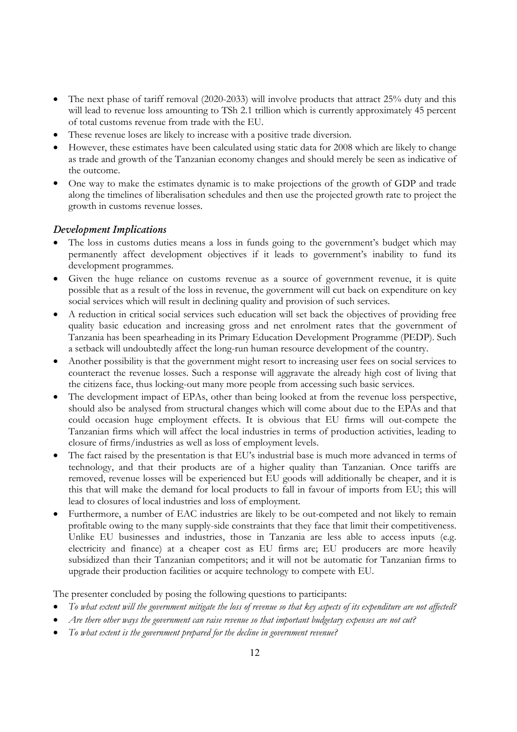- The next phase of tariff removal (2020-2033) will involve products that attract 25% duty and this will lead to revenue loss amounting to TSh 2.1 trillion which is currently approximately 45 percent of total customs revenue from trade with the EU.
- These revenue loses are likely to increase with a positive trade diversion.
- However, these estimates have been calculated using static data for 2008 which are likely to change as trade and growth of the Tanzanian economy changes and should merely be seen as indicative of the outcome.
- One way to make the estimates dynamic is to make projections of the growth of GDP and trade along the timelines of liberalisation schedules and then use the projected growth rate to project the growth in customs revenue losses.

### *Development Implications*

- The loss in customs duties means a loss in funds going to the government's budget which may permanently affect development objectives if it leads to government's inability to fund its development programmes.
- Given the huge reliance on customs revenue as a source of government revenue, it is quite possible that as a result of the loss in revenue, the government will cut back on expenditure on key social services which will result in declining quality and provision of such services.
- A reduction in critical social services such education will set back the objectives of providing free quality basic education and increasing gross and net enrolment rates that the government of Tanzania has been spearheading in its Primary Education Development Programme (PEDP). Such a setback will undoubtedly affect the long-run human resource development of the country.
- Another possibility is that the government might resort to increasing user fees on social services to counteract the revenue losses. Such a response will aggravate the already high cost of living that the citizens face, thus locking-out many more people from accessing such basic services.
- The development impact of EPAs, other than being looked at from the revenue loss perspective, should also be analysed from structural changes which will come about due to the EPAs and that could occasion huge employment effects. It is obvious that EU firms will out-compete the Tanzanian firms which will affect the local industries in terms of production activities, leading to closure of firms/industries as well as loss of employment levels.
- The fact raised by the presentation is that EU's industrial base is much more advanced in terms of technology, and that their products are of a higher quality than Tanzanian. Once tariffs are removed, revenue losses will be experienced but EU goods will additionally be cheaper, and it is this that will make the demand for local products to fall in favour of imports from EU; this will lead to closures of local industries and loss of employment.
- Furthermore, a number of EAC industries are likely to be out-competed and not likely to remain profitable owing to the many supply-side constraints that they face that limit their competitiveness. Unlike EU businesses and industries, those in Tanzania are less able to access inputs (e.g. electricity and finance) at a cheaper cost as EU firms are; EU producers are more heavily subsidized than their Tanzanian competitors; and it will not be automatic for Tanzanian firms to upgrade their production facilities or acquire technology to compete with EU.

The presenter concluded by posing the following questions to participants:

- *To what extent will the government mitigate the loss of revenue so that key aspects of its expenditure are not affected?*
- *Are there other ways the government can raise revenue so that important budgetary expenses are not cut?*
- *To what extent is the government prepared for the decline in government revenue?*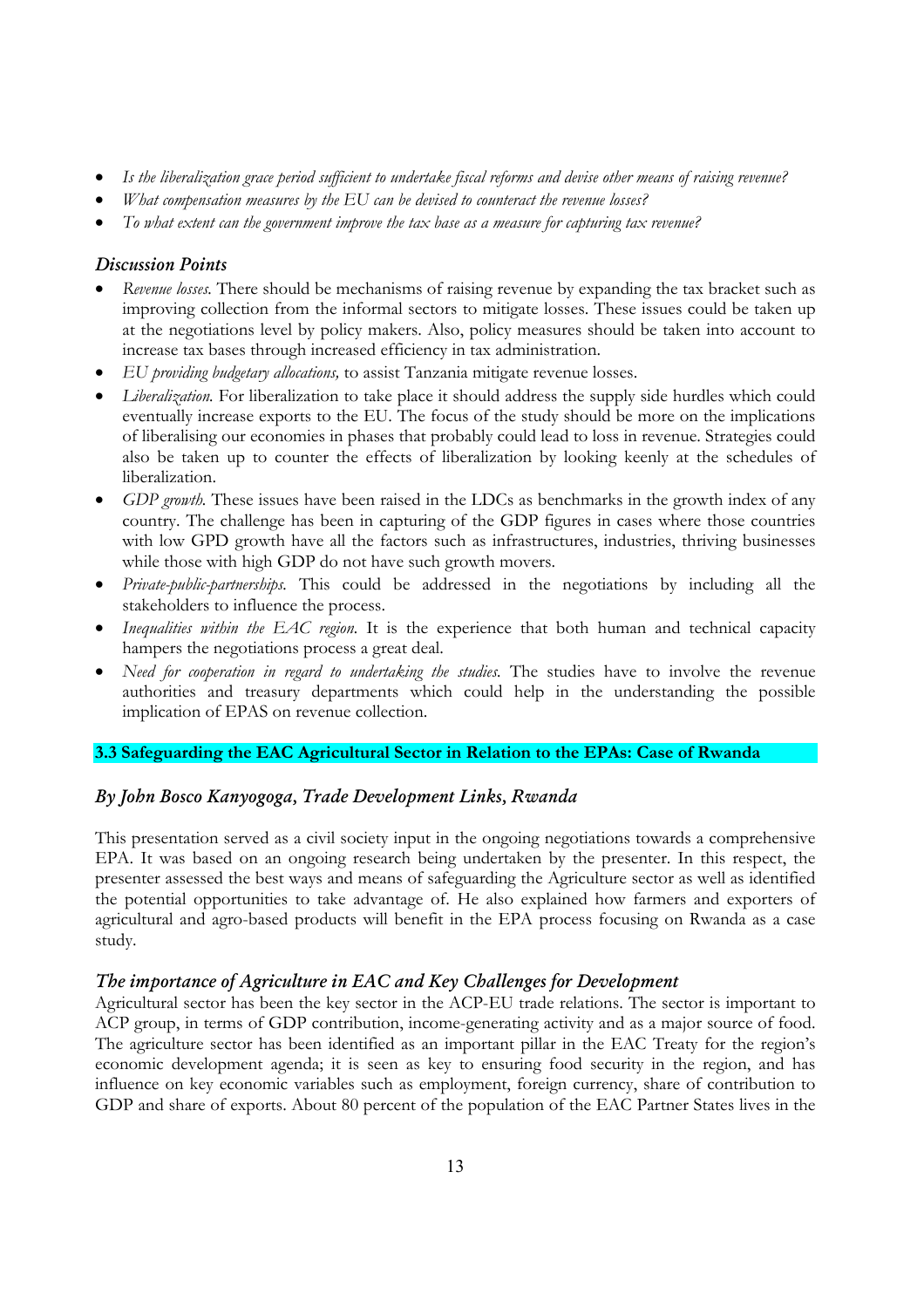- *Is the liberalization grace period sufficient to undertake fiscal reforms and devise other means of raising revenue?*
- *What compensation measures by the EU can be devised to counteract the revenue losses?*
- *To what extent can the government improve the tax base as a measure for capturing tax revenue?*

### *Discussion Points*

- *Revenue losses.* There should be mechanisms of raising revenue by expanding the tax bracket such as improving collection from the informal sectors to mitigate losses. These issues could be taken up at the negotiations level by policy makers. Also, policy measures should be taken into account to increase tax bases through increased efficiency in tax administration.
- *EU providing budgetary allocations,* to assist Tanzania mitigate revenue losses.
- *Liberalization.* For liberalization to take place it should address the supply side hurdles which could eventually increase exports to the EU. The focus of the study should be more on the implications of liberalising our economies in phases that probably could lead to loss in revenue. Strategies could also be taken up to counter the effects of liberalization by looking keenly at the schedules of liberalization.
- *GDP growth.* These issues have been raised in the LDCs as benchmarks in the growth index of any country. The challenge has been in capturing of the GDP figures in cases where those countries with low GPD growth have all the factors such as infrastructures, industries, thriving businesses while those with high GDP do not have such growth movers.
- *Private-public-partnerships.* This could be addressed in the negotiations by including all the stakeholders to influence the process.
- *Inequalities within the EAC region.* It is the experience that both human and technical capacity hampers the negotiations process a great deal.
- *Need for cooperation in regard to undertaking the studies.* The studies have to involve the revenue authorities and treasury departments which could help in the understanding the possible implication of EPAS on revenue collection.

## 3.3 Safeguarding the EAC Agricultural Sector in Relation to the EPAs: Case of Rwanda

### *By John Bosco Kanyogoga, Trade Development Links, Rwanda*

This presentation served as a civil society input in the ongoing negotiations towards a comprehensive EPA. It was based on an ongoing research being undertaken by the presenter. In this respect, the presenter assessed the best ways and means of safeguarding the Agriculture sector as well as identified the potential opportunities to take advantage of. He also explained how farmers and exporters of agricultural and agro-based products will benefit in the EPA process focusing on Rwanda as a case study.

### *The importance of Agriculture in EAC and Key Challenges for Development*

Agricultural sector has been the key sector in the ACP-EU trade relations. The sector is important to ACP group, in terms of GDP contribution, income-generating activity and as a major source of food. The agriculture sector has been identified as an important pillar in the EAC Treaty for the region's economic development agenda; it is seen as key to ensuring food security in the region, and has influence on key economic variables such as employment, foreign currency, share of contribution to GDP and share of exports. About 80 percent of the population of the EAC Partner States lives in the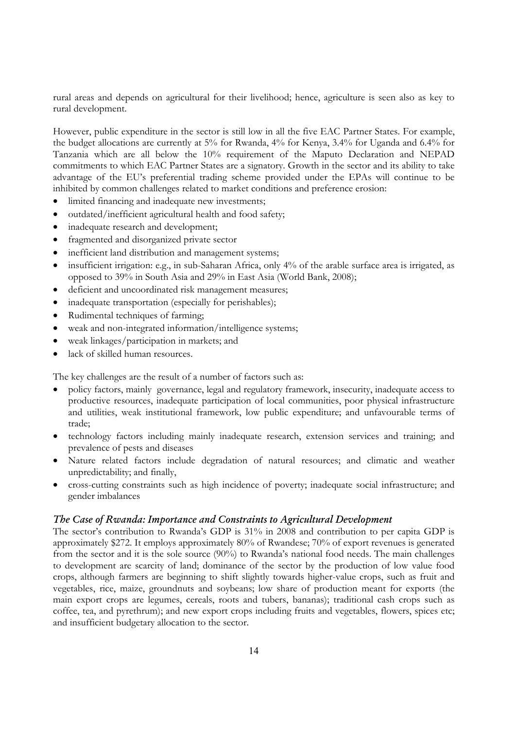rural areas and depends on agricultural for their livelihood; hence, agriculture is seen also as key to rural development.

However, public expenditure in the sector is still low in all the five EAC Partner States. For example, the budget allocations are currently at 5% for Rwanda, 4% for Kenya, 3.4% for Uganda and 6.4% for Tanzania which are all below the 10% requirement of the Maputo Declaration and NEPAD commitments to which EAC Partner States are a signatory. Growth in the sector and its ability to take advantage of the EU's preferential trading scheme provided under the EPAs will continue to be inhibited by common challenges related to market conditions and preference erosion:

- limited financing and inadequate new investments;
- outdated/inefficient agricultural health and food safety;
- inadequate research and development;
- fragmented and disorganized private sector
- inefficient land distribution and management systems;
- insufficient irrigation: e.g., in sub-Saharan Africa, only 4% of the arable surface area is irrigated, as opposed to 39% in South Asia and 29% in East Asia (World Bank, 2008);
- deficient and uncoordinated risk management measures;
- inadequate transportation (especially for perishables);
- Rudimental techniques of farming;
- weak and non-integrated information/intelligence systems;
- weak linkages/participation in markets; and
- lack of skilled human resources.

The key challenges are the result of a number of factors such as:

- policy factors, mainly governance, legal and regulatory framework, insecurity, inadequate access to productive resources, inadequate participation of local communities, poor physical infrastructure and utilities, weak institutional framework, low public expenditure; and unfavourable terms of trade;
- technology factors including mainly inadequate research, extension services and training; and prevalence of pests and diseases
- Nature related factors include degradation of natural resources; and climatic and weather unpredictability; and finally,
- cross-cutting constraints such as high incidence of poverty; inadequate social infrastructure; and gender imbalances

### *The Case of Rwanda: Importance and Constraints to Agricultural Development*

The sector's contribution to Rwanda's GDP is 31% in 2008 and contribution to per capita GDP is approximately $272. It employs approximately 80% of Rwandese; 70% of export revenues is generated from the sector and it is the sole source (90%) to Rwanda's national food needs. The main challenges to development are scarcity of land; dominance of the sector by the production of low value food crops, although farmers are beginning to shift slightly towards higher-value crops, such as fruit and vegetables, rice, maize, groundnuts and soybeans; low share of production meant for exports (the main export crops are legumes, cereals, roots and tubers, bananas); traditional cash crops such as coffee, tea, and pyrethrum); and new export crops including fruits and vegetables, flowers, spices etc; and insufficient budgetary allocation to the sector.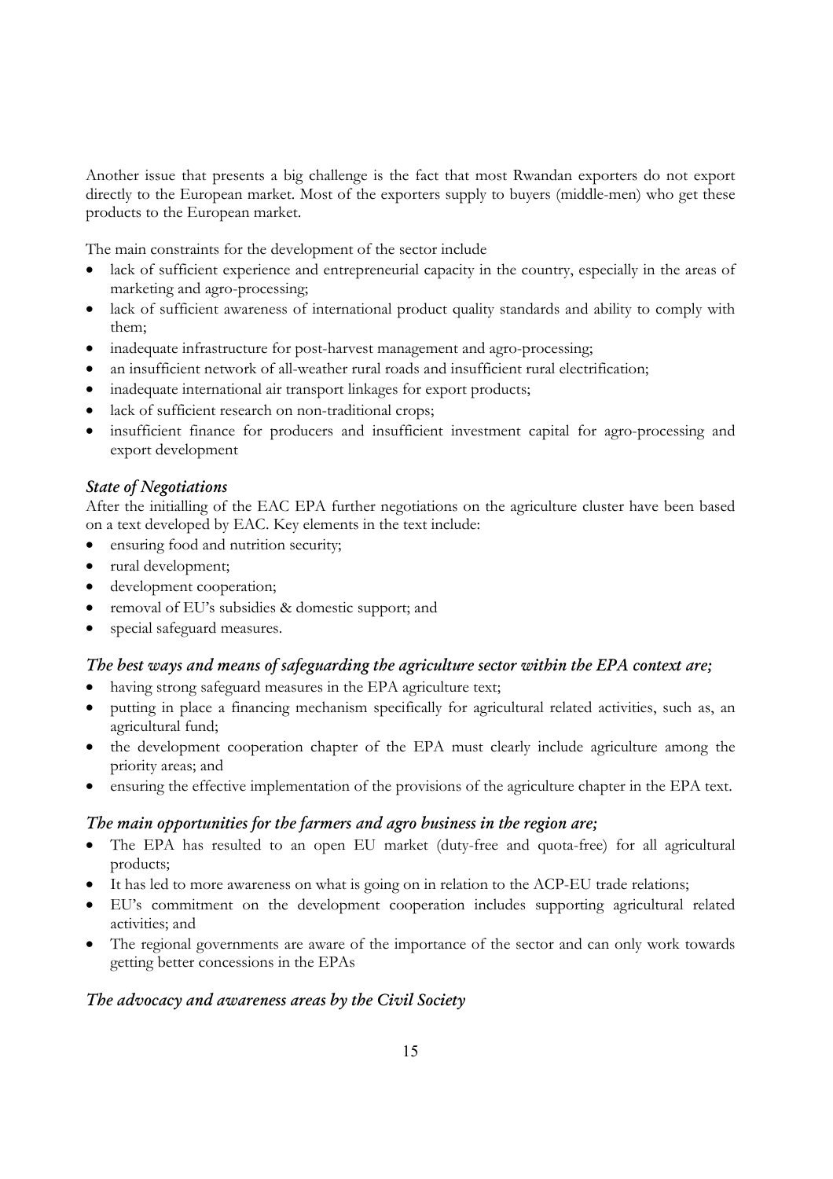Another issue that presents a big challenge is the fact that most Rwandan exporters do not export directly to the European market. Most of the exporters supply to buyers (middle-men) who get these products to the European market.

The main constraints for the development of the sector include

- lack of sufficient experience and entrepreneurial capacity in the country, especially in the areas of marketing and agro-processing;
- lack of sufficient awareness of international product quality standards and ability to comply with them;
- inadequate infrastructure for post-harvest management and agro-processing;
- an insufficient network of all-weather rural roads and insufficient rural electrification;
- inadequate international air transport linkages for export products;
- lack of sufficient research on non-traditional crops;
- insufficient finance for producers and insufficient investment capital for agro-processing and export development

### *State of Negotiations*

After the initialling of the EAC EPA further negotiations on the agriculture cluster have been based on a text developed by EAC. Key elements in the text include:

- ensuring food and nutrition security;
- rural development;
- development cooperation;
- removal of EU's subsidies & domestic support; and
- special safeguard measures.

### *The best ways and means of safeguarding the agriculture sector within the EPA context are;*

- having strong safeguard measures in the EPA agriculture text;
- putting in place a financing mechanism specifically for agricultural related activities, such as, an agricultural fund;
- the development cooperation chapter of the EPA must clearly include agriculture among the priority areas; and
- ensuring the effective implementation of the provisions of the agriculture chapter in the EPA text.

### *The main opportunities for the farmers and agro business in the region are;*

- The EPA has resulted to an open EU market (duty-free and quota-free) for all agricultural products;
- It has led to more awareness on what is going on in relation to the ACP-EU trade relations;
- EU's commitment on the development cooperation includes supporting agricultural related activities; and
- The regional governments are aware of the importance of the sector and can only work towards getting better concessions in the EPAs

### *The advocacy and awareness areas by the Civil Society*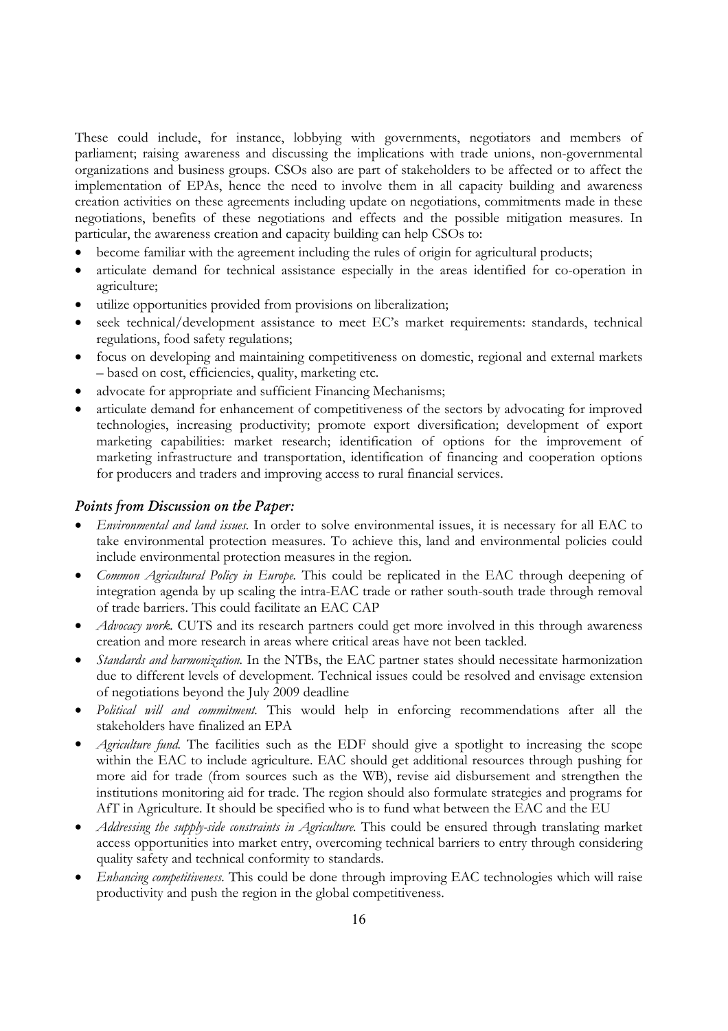These could include, for instance, lobbying with governments, negotiators and members of parliament; raising awareness and discussing the implications with trade unions, non-governmental organizations and business groups. CSOs also are part of stakeholders to be affected or to affect the implementation of EPAs, hence the need to involve them in all capacity building and awareness creation activities on these agreements including update on negotiations, commitments made in these negotiations, benefits of these negotiations and effects and the possible mitigation measures. In particular, the awareness creation and capacity building can help CSOs to:

- become familiar with the agreement including the rules of origin for agricultural products;
- articulate demand for technical assistance especially in the areas identified for co-operation in agriculture;
- utilize opportunities provided from provisions on liberalization;
- seek technical/development assistance to meet EC's market requirements: standards, technical regulations, food safety regulations;
- focus on developing and maintaining competitiveness on domestic, regional and external markets – based on cost, efficiencies, quality, marketing etc.
- advocate for appropriate and sufficient Financing Mechanisms;
- articulate demand for enhancement of competitiveness of the sectors by advocating for improved technologies, increasing productivity; promote export diversification; development of export marketing capabilities: market research; identification of options for the improvement of marketing infrastructure and transportation, identification of financing and cooperation options for producers and traders and improving access to rural financial services.

### *Points from Discussion on the Paper:*

- *Environmental and land issues.* In order to solve environmental issues, it is necessary for all EAC to take environmental protection measures. To achieve this, land and environmental policies could include environmental protection measures in the region.
- *Common Agricultural Policy in Europe.* This could be replicated in the EAC through deepening of integration agenda by up scaling the intra-EAC trade or rather south-south trade through removal of trade barriers. This could facilitate an EAC CAP
- *Advocacy work.* CUTS and its research partners could get more involved in this through awareness creation and more research in areas where critical areas have not been tackled.
- *Standards and harmonization.* In the NTBs, the EAC partner states should necessitate harmonization due to different levels of development. Technical issues could be resolved and envisage extension of negotiations beyond the July 2009 deadline
- *Political will and commitment.* This would help in enforcing recommendations after all the stakeholders have finalized an EPA
- *Agriculture fund.* The facilities such as the EDF should give a spotlight to increasing the scope within the EAC to include agriculture. EAC should get additional resources through pushing for more aid for trade (from sources such as the WB), revise aid disbursement and strengthen the institutions monitoring aid for trade. The region should also formulate strategies and programs for AfT in Agriculture. It should be specified who is to fund what between the EAC and the EU
- *Addressing the supply-side constraints in Agriculture.* This could be ensured through translating market access opportunities into market entry, overcoming technical barriers to entry through considering quality safety and technical conformity to standards.
- *Enhancing competitiveness.* This could be done through improving EAC technologies which will raise productivity and push the region in the global competitiveness.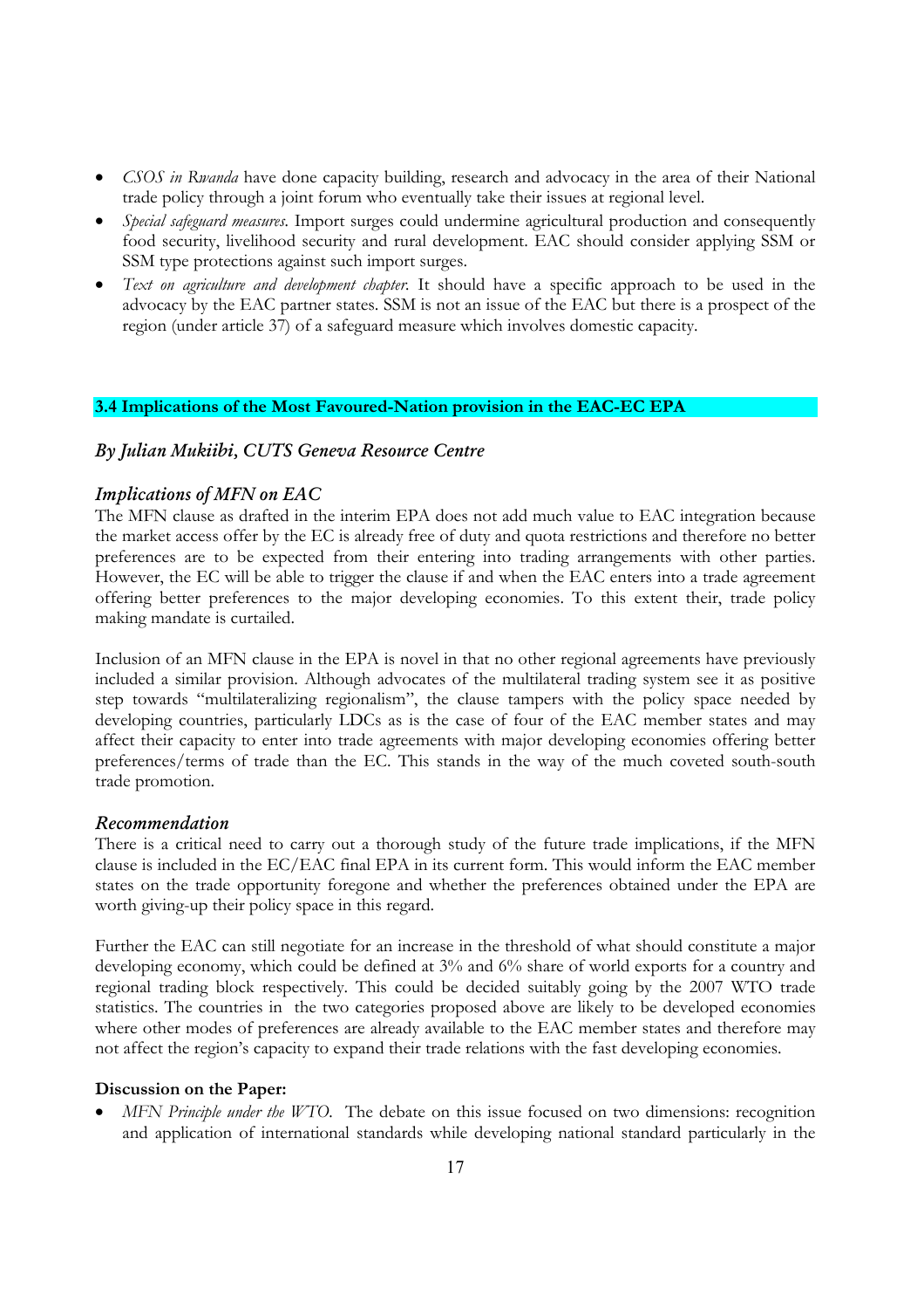- *CSOS in Rwanda* have done capacity building, research and advocacy in the area of their National trade policy through a joint forum who eventually take their issues at regional level.
- *Special safeguard measures.* Import surges could undermine agricultural production and consequently food security, livelihood security and rural development. EAC should consider applying SSM or SSM type protections against such import surges.
- *Text on agriculture and development chapter.* It should have a specific approach to be used in the advocacy by the EAC partner states. SSM is not an issue of the EAC but there is a prospect of the region (under article 37) of a safeguard measure which involves domestic capacity.

### 3.4 Implications of the Most Favoured-Nation provision in the EAC-EC EPA

### *By Julian Mukiibi, CUTS Geneva Resource Centre*

### *Implications of MFN on EAC*

The MFN clause as drafted in the interim EPA does not add much value to EAC integration because the market access offer by the EC is already free of duty and quota restrictions and therefore no better preferences are to be expected from their entering into trading arrangements with other parties. However, the EC will be able to trigger the clause if and when the EAC enters into a trade agreement offering better preferences to the major developing economies. To this extent their, trade policy making mandate is curtailed.

Inclusion of an MFN clause in the EPA is novel in that no other regional agreements have previously included a similar provision. Although advocates of the multilateral trading system see it as positive step towards "multilateralizing regionalism", the clause tampers with the policy space needed by developing countries, particularly LDCs as is the case of four of the EAC member states and may affect their capacity to enter into trade agreements with major developing economies offering better preferences/terms of trade than the EC. This stands in the way of the much coveted south-south trade promotion.

### *Recommendation*

There is a critical need to carry out a thorough study of the future trade implications, if the MFN clause is included in the EC/EAC final EPA in its current form. This would inform the EAC member states on the trade opportunity foregone and whether the preferences obtained under the EPA are worth giving-up their policy space in this regard.

Further the EAC can still negotiate for an increase in the threshold of what should constitute a major developing economy, which could be defined at 3% and 6% share of world exports for a country and regional trading block respectively. This could be decided suitably going by the 2007 WTO trade statistics. The countries in the two categories proposed above are likely to be developed economies where other modes of preferences are already available to the EAC member states and therefore may not affect the region's capacity to expand their trade relations with the fast developing economies.

**Discussion on the Paper:**

- *MFN Principle under the WTO.* The debate on this issue focused on two dimensions: recognition and application of international standards while developing national standard particularly in the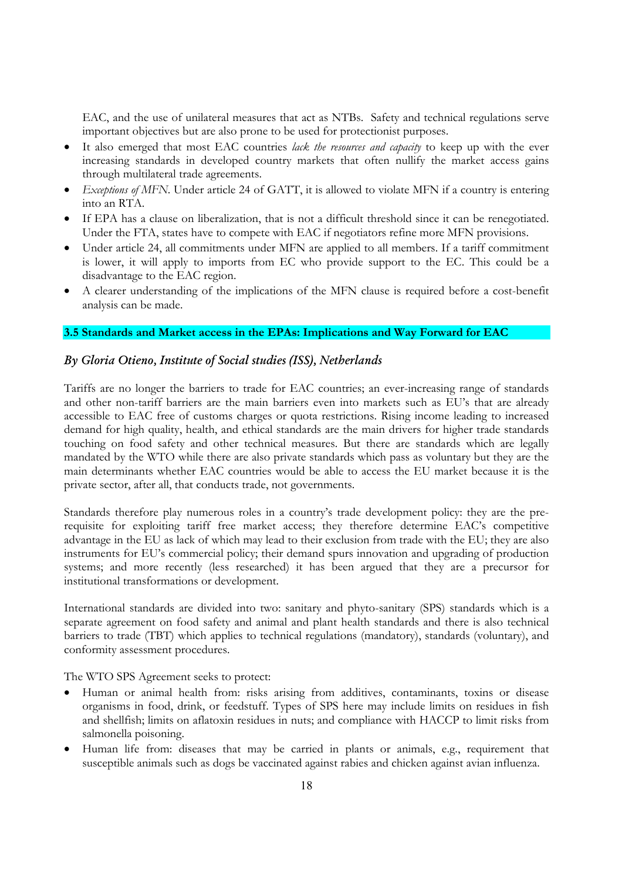EAC, and the use of unilateral measures that act as NTBs. Safety and technical regulations serve important objectives but are also prone to be used for protectionist purposes.

- It also emerged that most EAC countries *lack the resources and capacity* to keep up with the ever increasing standards in developed country markets that often nullify the market access gains through multilateral trade agreements.
- *Exceptions of MFN*. Under article 24 of GATT, it is allowed to violate MFN if a country is entering into an RTA.
- If EPA has a clause on liberalization, that is not a difficult threshold since it can be renegotiated. Under the FTA, states have to compete with EAC if negotiators refine more MFN provisions.
- Under article 24, all commitments under MFN are applied to all members. If a tariff commitment is lower, it will apply to imports from EC who provide support to the EC. This could be a disadvantage to the EAC region.
- A clearer understanding of the implications of the MFN clause is required before a cost-benefit analysis can be made.

### 3.5 Standards and Market access in the EPAs: Implications and Way Forward for EAC

***By Gloria Otieno, Institute of Social studies (ISS), Netherlands***

Tariffs are no longer the barriers to trade for EAC countries; an ever-increasing range of standards and other non-tariff barriers are the main barriers even into markets such as EU's that are already accessible to EAC free of customs charges or quota restrictions. Rising income leading to increased demand for high quality, health, and ethical standards are the main drivers for higher trade standards touching on food safety and other technical measures. But there are standards which are legally mandated by the WTO while there are also private standards which pass as voluntary but they are the main determinants whether EAC countries would be able to access the EU market because it is the private sector, after all, that conducts trade, not governments.

Standards therefore play numerous roles in a country's trade development policy: they are the pre-requisite for exploiting tariff free market access; they therefore determine EAC's competitive advantage in the EU as lack of which may lead to their exclusion from trade with the EU; they are also instruments for EU's commercial policy; their demand spurs innovation and upgrading of production systems; and more recently (less researched) it has been argued that they are a precursor for institutional transformations or development.

International standards are divided into two: sanitary and phyto-sanitary (SPS) standards which is a separate agreement on food safety and animal and plant health standards and there is also technical barriers to trade (TBT) which applies to technical regulations (mandatory), standards (voluntary), and conformity assessment procedures.

The WTO SPS Agreement seeks to protect:

- Human or animal health from: risks arising from additives, contaminants, toxins or disease organisms in food, drink, or feedstuff. Types of SPS here may include limits on residues in fish and shellfish; limits on aflatoxin residues in nuts; and compliance with HACCP to limit risks from salmonella poisoning.
- Human life from: diseases that may be carried in plants or animals, e.g., requirement that susceptible animals such as dogs be vaccinated against rabies and chicken against avian influenza.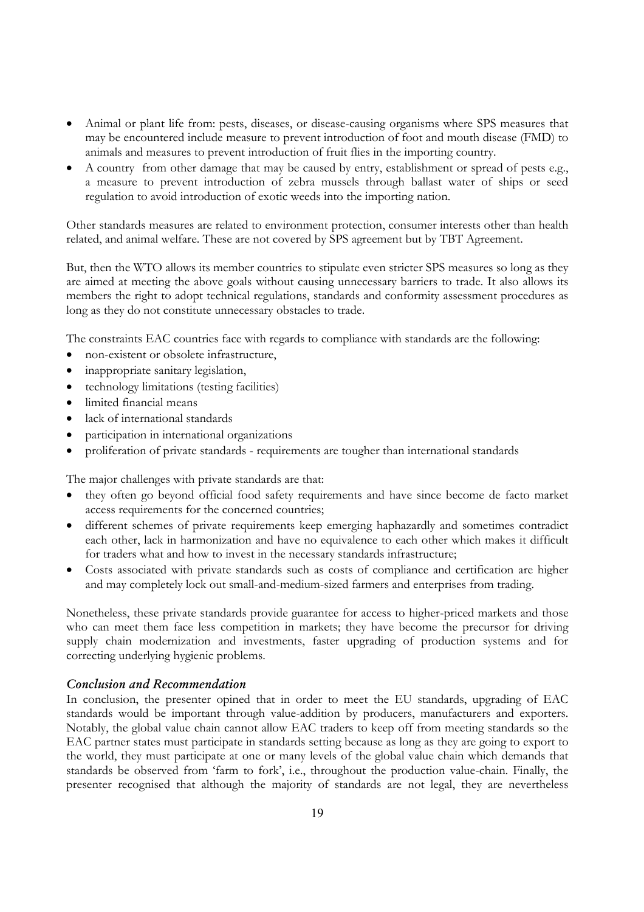- Animal or plant life from: pests, diseases, or disease-causing organisms where SPS measures that may be encountered include measure to prevent introduction of foot and mouth disease (FMD) to animals and measures to prevent introduction of fruit flies in the importing country.
- A country from other damage that may be caused by entry, establishment or spread of pests e.g., a measure to prevent introduction of zebra mussels through ballast water of ships or seed regulation to avoid introduction of exotic weeds into the importing nation.

Other standards measures are related to environment protection, consumer interests other than health related, and animal welfare. These are not covered by SPS agreement but by TBT Agreement.

But, then the WTO allows its member countries to stipulate even stricter SPS measures so long as they are aimed at meeting the above goals without causing unnecessary barriers to trade. It also allows its members the right to adopt technical regulations, standards and conformity assessment procedures as long as they do not constitute unnecessary obstacles to trade.

The constraints EAC countries face with regards to compliance with standards are the following:

- non-existent or obsolete infrastructure,
- inappropriate sanitary legislation,
- technology limitations (testing facilities)
- limited financial means
- lack of international standards
- participation in international organizations
- proliferation of private standards - requirements are tougher than international standards

The major challenges with private standards are that:

- they often go beyond official food safety requirements and have since become de facto market access requirements for the concerned countries;
- different schemes of private requirements keep emerging haphazardly and sometimes contradict each other, lack in harmonization and have no equivalence to each other which makes it difficult for traders what and how to invest in the necessary standards infrastructure;
- Costs associated with private standards such as costs of compliance and certification are higher and may completely lock out small-and-medium-sized farmers and enterprises from trading.

Nonetheless, these private standards provide guarantee for access to higher-priced markets and those who can meet them face less competition in markets; they have become the precursor for driving supply chain modernization and investments, faster upgrading of production systems and for correcting underlying hygienic problems.

### *Conclusion and Recommendation*

In conclusion, the presenter opined that in order to meet the EU standards, upgrading of EAC standards would be important through value-addition by producers, manufacturers and exporters. Notably, the global value chain cannot allow EAC traders to keep off from meeting standards so the EAC partner states must participate in standards setting because as long as they are going to export to the world, they must participate at one or many levels of the global value chain which demands that standards be observed from 'farm to fork', i.e., throughout the production value-chain. Finally, the presenter recognised that although the majority of standards are not legal, they are nevertheless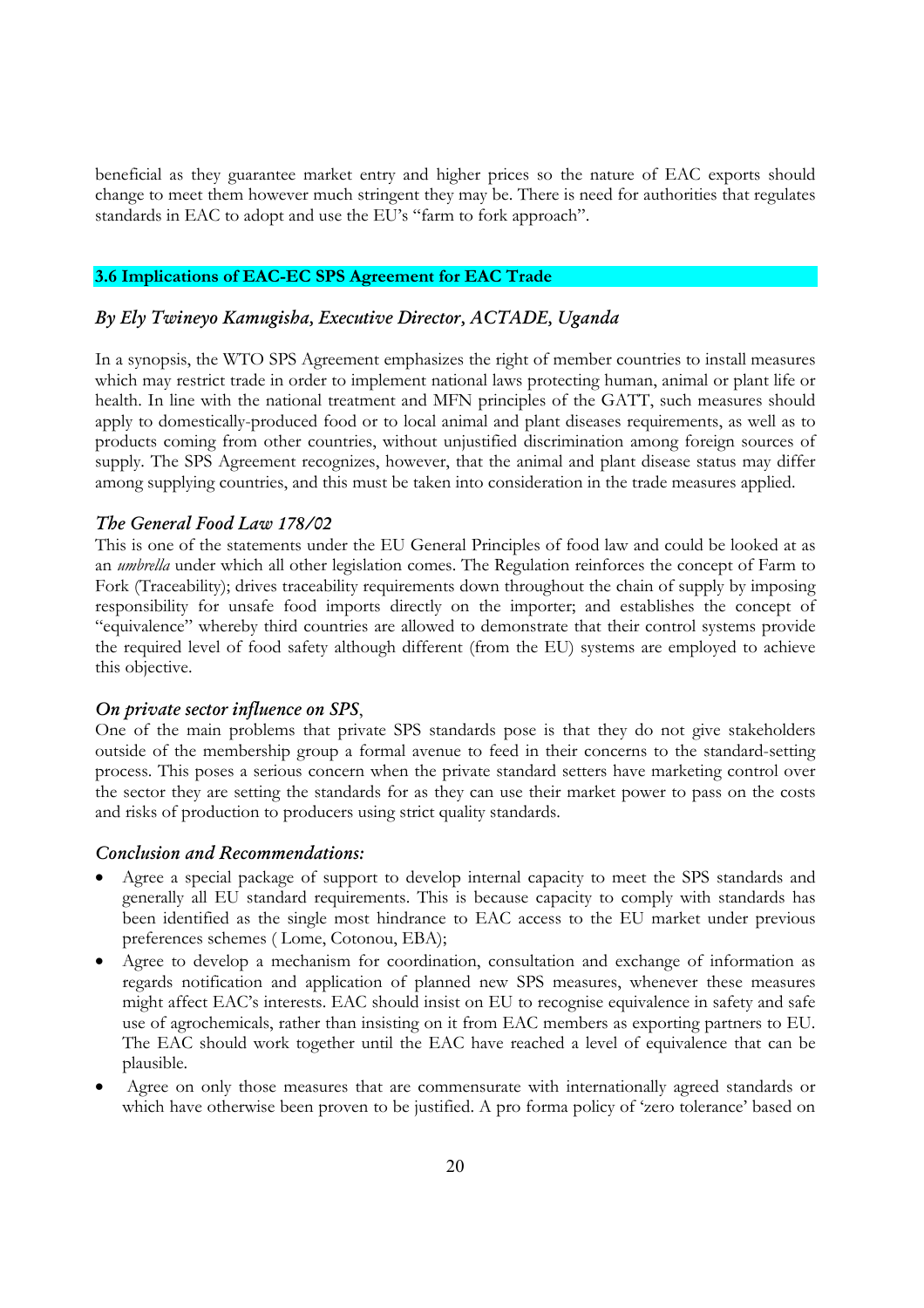beneficial as they guarantee market entry and higher prices so the nature of EAC exports should change to meet them however much stringent they may be. There is need for authorities that regulates standards in EAC to adopt and use the EU's "farm to fork approach".

## 3.6 Implications of EAC-EC SPS Agreement for EAC Trade

### *By Ely Twineyo Kamugisha, Executive Director, ACTADE, Uganda*

In a synopsis, the WTO SPS Agreement emphasizes the right of member countries to install measures which may restrict trade in order to implement national laws protecting human, animal or plant life or health. In line with the national treatment and MFN principles of the GATT, such measures should apply to domestically-produced food or to local animal and plant diseases requirements, as well as to products coming from other countries, without unjustified discrimination among foreign sources of supply. The SPS Agreement recognizes, however, that the animal and plant disease status may differ among supplying countries, and this must be taken into consideration in the trade measures applied.

### *The General Food Law 178/02*

This is one of the statements under the EU General Principles of food law and could be looked at as an *umbrella* under which all other legislation comes. The Regulation reinforces the concept of Farm to Fork (Traceability); drives traceability requirements down throughout the chain of supply by imposing responsibility for unsafe food imports directly on the importer; and establishes the concept of "equivalence" whereby third countries are allowed to demonstrate that their control systems provide the required level of food safety although different (from the EU) systems are employed to achieve this objective.

### *On private sector influence on SPS*,

One of the main problems that private SPS standards pose is that they do not give stakeholders outside of the membership group a formal avenue to feed in their concerns to the standard-setting process. This poses a serious concern when the private standard setters have marketing control over the sector they are setting the standards for as they can use their market power to pass on the costs and risks of production to producers using strict quality standards.

### *Conclusion and Recommendations:*

- Agree a special package of support to develop internal capacity to meet the SPS standards and generally all EU standard requirements. This is because capacity to comply with standards has been identified as the single most hindrance to EAC access to the EU market under previous preferences schemes ( Lome, Cotonou, EBA);
- Agree to develop a mechanism for coordination, consultation and exchange of information as regards notification and application of planned new SPS measures, whenever these measures might affect EAC's interests. EAC should insist on EU to recognise equivalence in safety and safe use of agrochemicals, rather than insisting on it from EAC members as exporting partners to EU. The EAC should work together until the EAC have reached a level of equivalence that can be plausible.
- Agree on only those measures that are commensurate with internationally agreed standards or which have otherwise been proven to be justified. A pro forma policy of 'zero tolerance' based on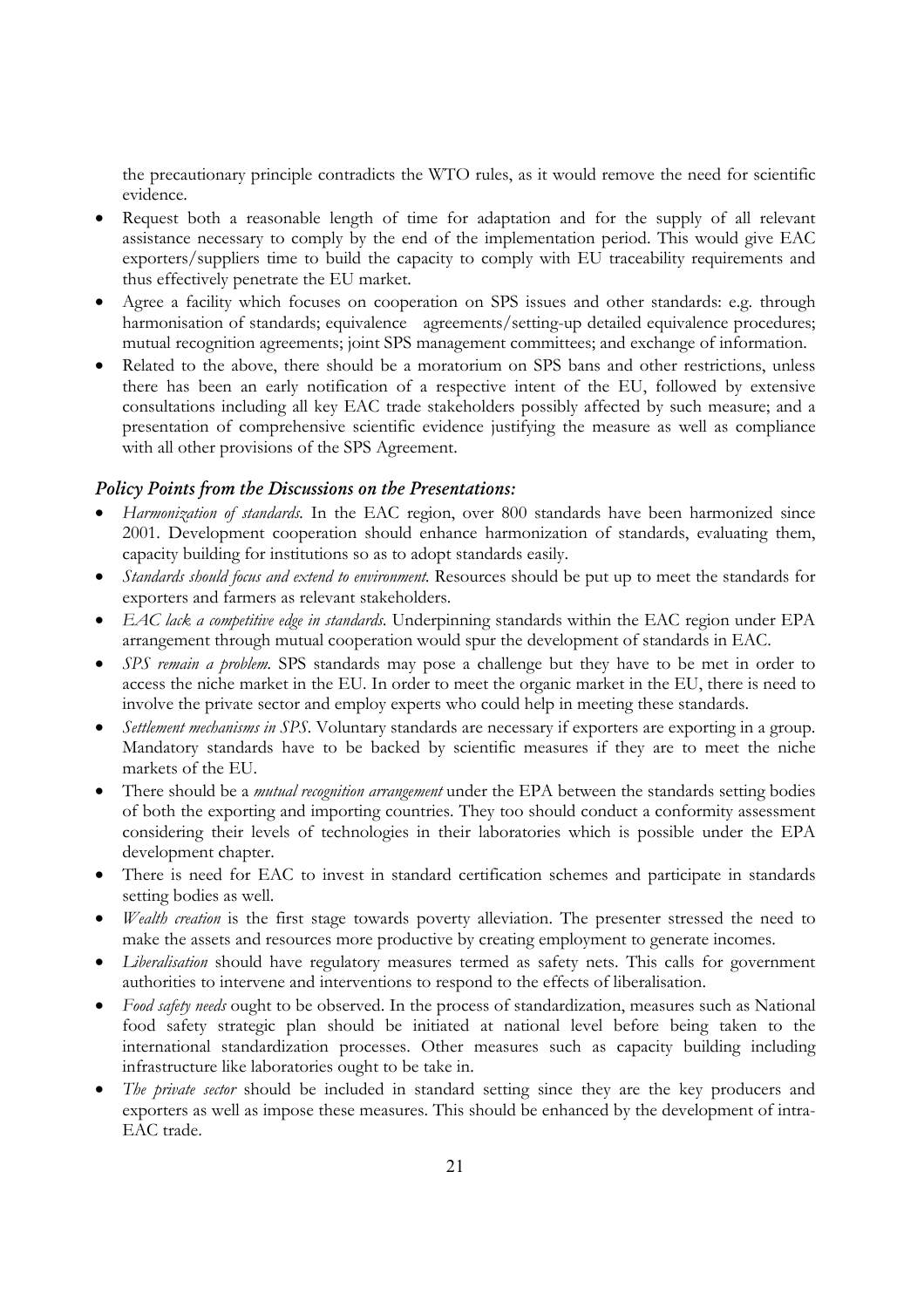the precautionary principle contradicts the WTO rules, as it would remove the need for scientific evidence.

- Request both a reasonable length of time for adaptation and for the supply of all relevant assistance necessary to comply by the end of the implementation period. This would give EAC exporters/suppliers time to build the capacity to comply with EU traceability requirements and thus effectively penetrate the EU market.
- Agree a facility which focuses on cooperation on SPS issues and other standards: e.g. through harmonisation of standards; equivalence agreements/setting-up detailed equivalence procedures; mutual recognition agreements; joint SPS management committees; and exchange of information.
- Related to the above, there should be a moratorium on SPS bans and other restrictions, unless there has been an early notification of a respective intent of the EU, followed by extensive consultations including all key EAC trade stakeholders possibly affected by such measure; and a presentation of comprehensive scientific evidence justifying the measure as well as compliance with all other provisions of the SPS Agreement.

### *Policy Points from the Discussions on the Presentations:*

- *Harmonization of standards.* In the EAC region, over 800 standards have been harmonized since 2001. Development cooperation should enhance harmonization of standards, evaluating them, capacity building for institutions so as to adopt standards easily.
- *Standards should focus and extend to environment.* Resources should be put up to meet the standards for exporters and farmers as relevant stakeholders.
- *EAC lack a competitive edge in standards.* Underpinning standards within the EAC region under EPA arrangement through mutual cooperation would spur the development of standards in EAC.
- *SPS remain a problem.* SPS standards may pose a challenge but they have to be met in order to access the niche market in the EU. In order to meet the organic market in the EU, there is need to involve the private sector and employ experts who could help in meeting these standards.
- *Settlement mechanisms in SPS.* Voluntary standards are necessary if exporters are exporting in a group. Mandatory standards have to be backed by scientific measures if they are to meet the niche markets of the EU.
- There should be a *mutual recognition arrangement* under the EPA between the standards setting bodies of both the exporting and importing countries. They too should conduct a conformity assessment considering their levels of technologies in their laboratories which is possible under the EPA development chapter.
- There is need for EAC to invest in standard certification schemes and participate in standards setting bodies as well.
- *Wealth creation* is the first stage towards poverty alleviation. The presenter stressed the need to make the assets and resources more productive by creating employment to generate incomes.
- *Liberalisation* should have regulatory measures termed as safety nets. This calls for government authorities to intervene and interventions to respond to the effects of liberalisation.
- *Food safety needs* ought to be observed. In the process of standardization, measures such as National food safety strategic plan should be initiated at national level before being taken to the international standardization processes. Other measures such as capacity building including infrastructure like laboratories ought to be take in.
- *The private sector* should be included in standard setting since they are the key producers and exporters as well as impose these measures. This should be enhanced by the development of intra-EAC trade.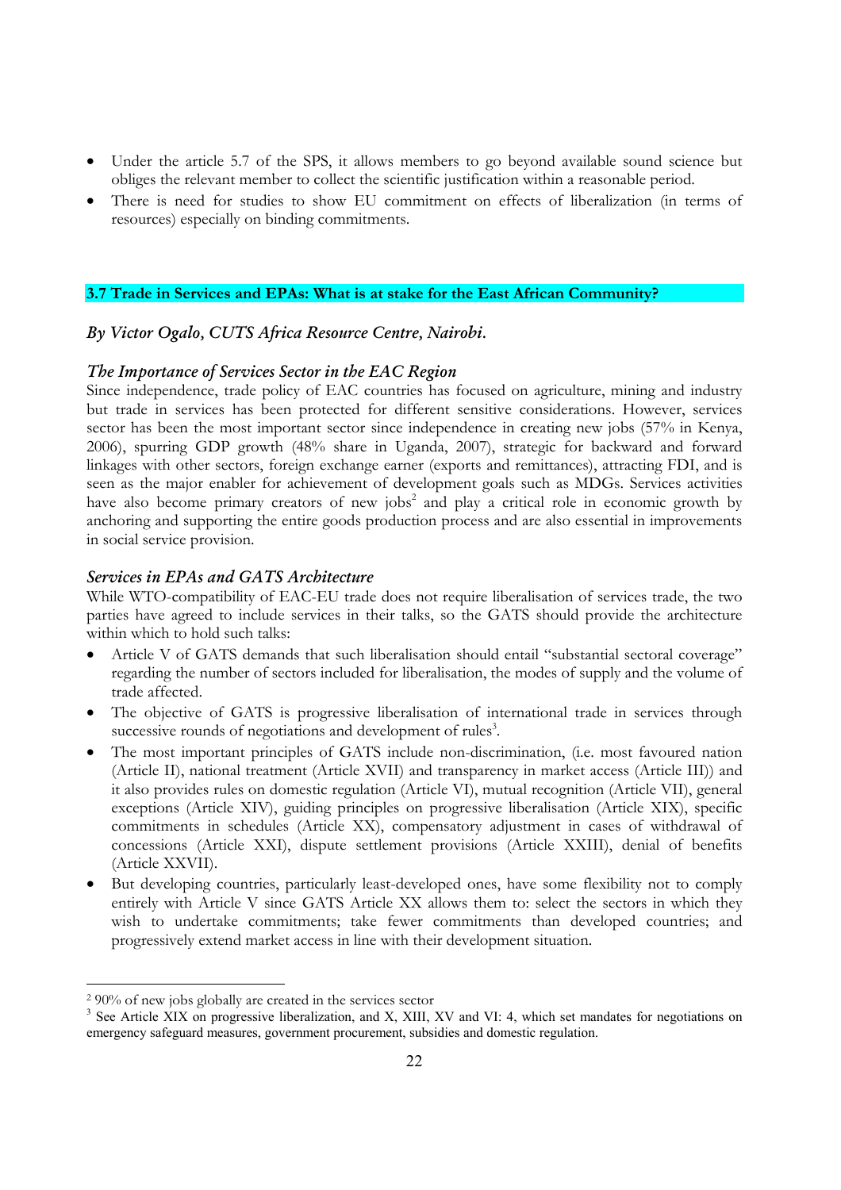- Under the article 5.7 of the SPS, it allows members to go beyond available sound science but obliges the relevant member to collect the scientific justification within a reasonable period.
- There is need for studies to show EU commitment on effects of liberalization (in terms of resources) especially on binding commitments.

### 3.7 Trade in Services and EPAs: What is at stake for the East African Community?

*By Victor Ogalo, CUTS Africa Resource Centre, Nairobi.*

#### *The Importance of Services Sector in the EAC Region*

Since independence, trade policy of EAC countries has focused on agriculture, mining and industry but trade in services has been protected for different sensitive considerations. However, services sector has been the most important sector since independence in creating new jobs (57% in Kenya, 2006), spurring GDP growth (48% share in Uganda, 2007), strategic for backward and forward linkages with other sectors, foreign exchange earner (exports and remittances), attracting FDI, and is seen as the major enabler for achievement of development goals such as MDGs. Services activities have also become primary creators of new jobs[2] and play a critical role in economic growth by anchoring and supporting the entire goods production process and are also essential in improvements in social service provision.

#### *Services in EPAs and GATS Architecture*

While WTO-compatibility of EAC-EU trade does not require liberalisation of services trade, the two parties have agreed to include services in their talks, so the GATS should provide the architecture within which to hold such talks:

- Article V of GATS demands that such liberalisation should entail "substantial sectoral coverage" regarding the number of sectors included for liberalisation, the modes of supply and the volume of trade affected.
- The objective of GATS is progressive liberalisation of international trade in services through successive rounds of negotiations and development of rules[3].
- The most important principles of GATS include non-discrimination, (i.e. most favoured nation (Article II), national treatment (Article XVII) and transparency in market access (Article III)) and it also provides rules on domestic regulation (Article VI), mutual recognition (Article VII), general exceptions (Article XIV), guiding principles on progressive liberalisation (Article XIX), specific commitments in schedules (Article XX), compensatory adjustment in cases of withdrawal of concessions (Article XXI), dispute settlement provisions (Article XXIII), denial of benefits (Article XXVII).
- But developing countries, particularly least-developed ones, have some flexibility not to comply entirely with Article V since GATS Article XX allows them to: select the sectors in which they wish to undertake commitments; take fewer commitments than developed countries; and progressively extend market access in line with their development situation.

---

[2] 90% of new jobs globally are created in the services sector

[3] See Article XIX on progressive liberalization, and X, XIII, XV and VI: 4, which set mandates for negotiations on emergency safeguard measures, government procurement, subsidies and domestic regulation.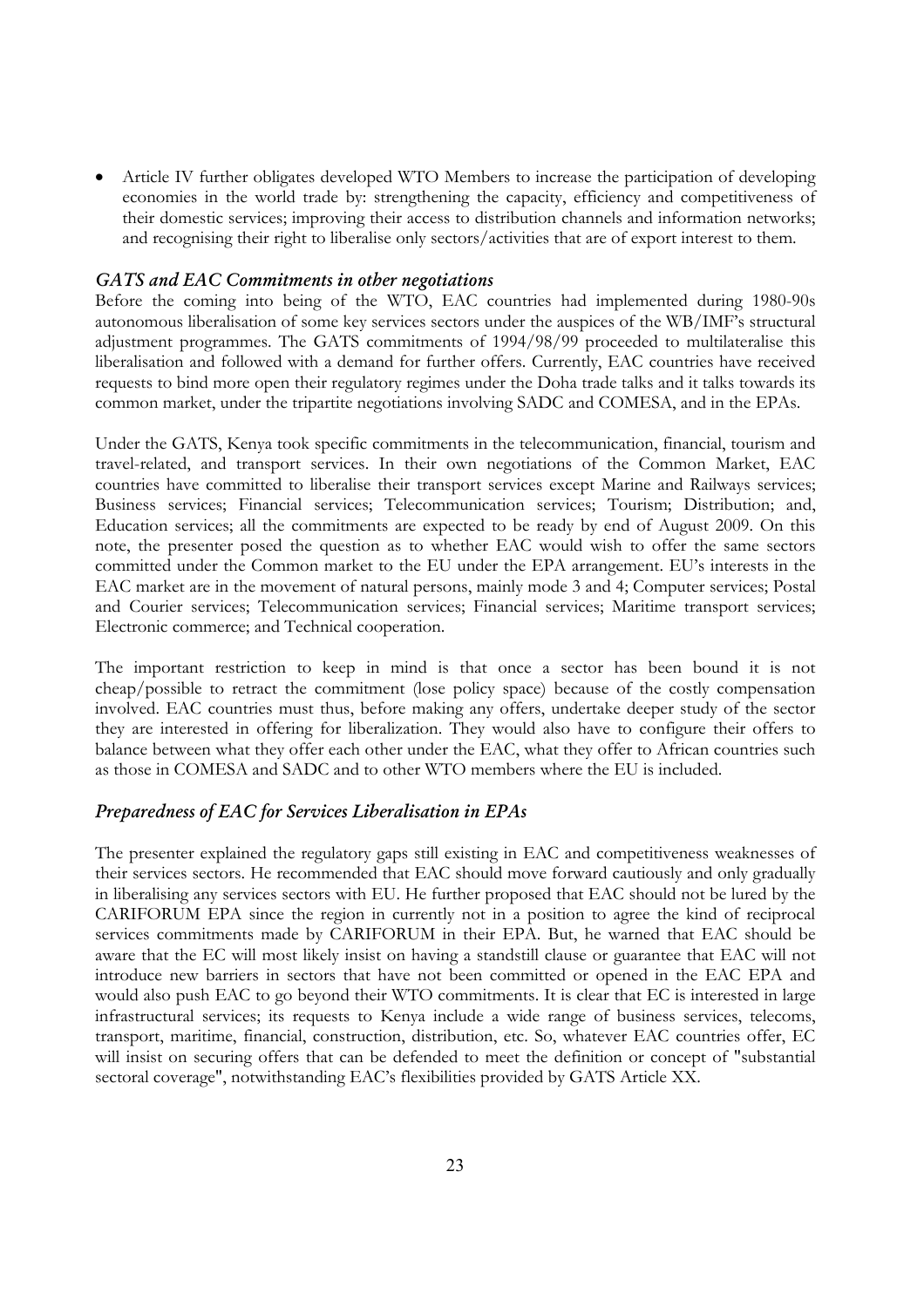- Article IV further obligates developed WTO Members to increase the participation of developing economies in the world trade by: strengthening the capacity, efficiency and competitiveness of their domestic services; improving their access to distribution channels and information networks; and recognising their right to liberalise only sectors/activities that are of export interest to them.

### *GATS and EAC Commitments in other negotiations*

Before the coming into being of the WTO, EAC countries had implemented during 1980-90s autonomous liberalisation of some key services sectors under the auspices of the WB/IMF's structural adjustment programmes. The GATS commitments of 1994/98/99 proceeded to multilateralise this liberalisation and followed with a demand for further offers. Currently, EAC countries have received requests to bind more open their regulatory regimes under the Doha trade talks and it talks towards its common market, under the tripartite negotiations involving SADC and COMESA, and in the EPAs.

Under the GATS, Kenya took specific commitments in the telecommunication, financial, tourism and travel-related, and transport services. In their own negotiations of the Common Market, EAC countries have committed to liberalise their transport services except Marine and Railways services; Business services; Financial services; Telecommunication services; Tourism; Distribution; and, Education services; all the commitments are expected to be ready by end of August 2009. On this note, the presenter posed the question as to whether EAC would wish to offer the same sectors committed under the Common market to the EU under the EPA arrangement. EU's interests in the EAC market are in the movement of natural persons, mainly mode 3 and 4; Computer services; Postal and Courier services; Telecommunication services; Financial services; Maritime transport services; Electronic commerce; and Technical cooperation.

The important restriction to keep in mind is that once a sector has been bound it is not cheap/possible to retract the commitment (lose policy space) because of the costly compensation involved. EAC countries must thus, before making any offers, undertake deeper study of the sector they are interested in offering for liberalization. They would also have to configure their offers to balance between what they offer each other under the EAC, what they offer to African countries such as those in COMESA and SADC and to other WTO members where the EU is included.

### *Preparedness of EAC for Services Liberalisation in EPAs*

The presenter explained the regulatory gaps still existing in EAC and competitiveness weaknesses of their services sectors. He recommended that EAC should move forward cautiously and only gradually in liberalising any services sectors with EU. He further proposed that EAC should not be lured by the CARIFORUM EPA since the region in currently not in a position to agree the kind of reciprocal services commitments made by CARIFORUM in their EPA. But, he warned that EAC should be aware that the EC will most likely insist on having a standstill clause or guarantee that EAC will not introduce new barriers in sectors that have not been committed or opened in the EAC EPA and would also push EAC to go beyond their WTO commitments. It is clear that EC is interested in large infrastructural services; its requests to Kenya include a wide range of business services, telecoms, transport, maritime, financial, construction, distribution, etc. So, whatever EAC countries offer, EC will insist on securing offers that can be defended to meet the definition or concept of "substantial sectoral coverage", notwithstanding EAC's flexibilities provided by GATS Article XX.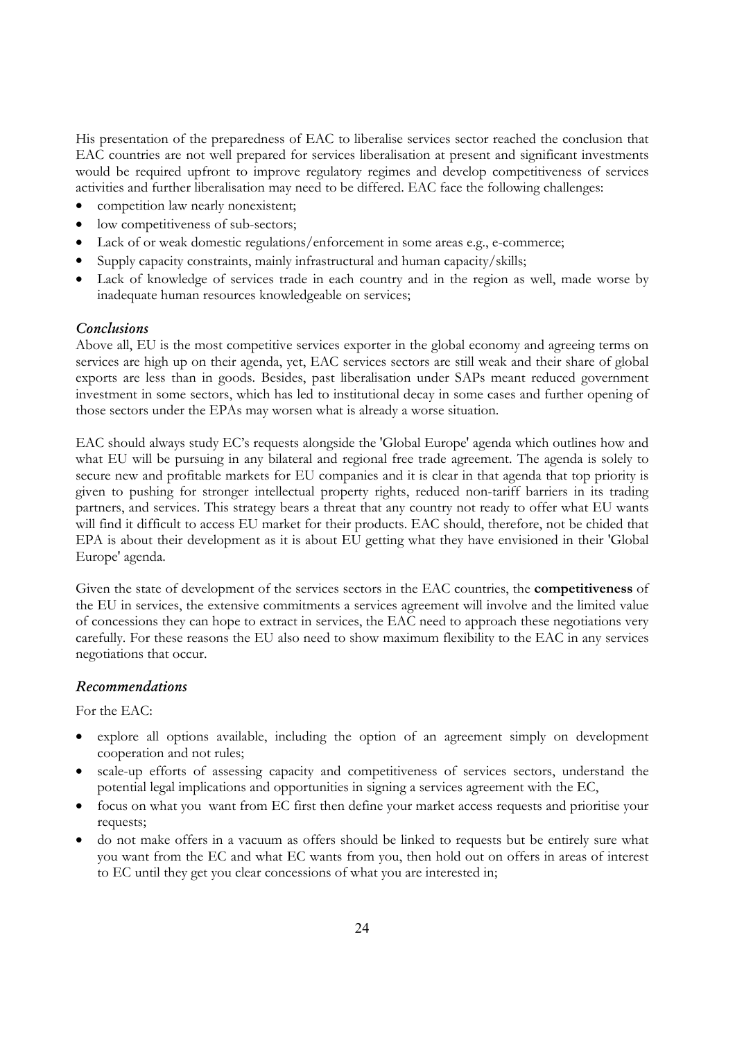His presentation of the preparedness of EAC to liberalise services sector reached the conclusion that EAC countries are not well prepared for services liberalisation at present and significant investments would be required upfront to improve regulatory regimes and develop competitiveness of services activities and further liberalisation may need to be differed. EAC face the following challenges:

- competition law nearly nonexistent;
- low competitiveness of sub-sectors;
- Lack of or weak domestic regulations/enforcement in some areas e.g., e-commerce;
- Supply capacity constraints, mainly infrastructural and human capacity/skills;
- Lack of knowledge of services trade in each country and in the region as well, made worse by inadequate human resources knowledgeable on services;

### *Conclusions*

Above all, EU is the most competitive services exporter in the global economy and agreeing terms on services are high up on their agenda, yet, EAC services sectors are still weak and their share of global exports are less than in goods. Besides, past liberalisation under SAPs meant reduced government investment in some sectors, which has led to institutional decay in some cases and further opening of those sectors under the EPAs may worsen what is already a worse situation.

EAC should always study EC's requests alongside the 'Global Europe' agenda which outlines how and what EU will be pursuing in any bilateral and regional free trade agreement. The agenda is solely to secure new and profitable markets for EU companies and it is clear in that agenda that top priority is given to pushing for stronger intellectual property rights, reduced non-tariff barriers in its trading partners, and services. This strategy bears a threat that any country not ready to offer what EU wants will find it difficult to access EU market for their products. EAC should, therefore, not be chided that EPA is about their development as it is about EU getting what they have envisioned in their 'Global Europe' agenda.

Given the state of development of the services sectors in the EAC countries, the **competitiveness** of the EU in services, the extensive commitments a services agreement will involve and the limited value of concessions they can hope to extract in services, the EAC need to approach these negotiations very carefully. For these reasons the EU also need to show maximum flexibility to the EAC in any services negotiations that occur.

### *Recommendations*

For the EAC:

- explore all options available, including the option of an agreement simply on development cooperation and not rules;
- scale-up efforts of assessing capacity and competitiveness of services sectors, understand the potential legal implications and opportunities in signing a services agreement with the EC,
- focus on what you want from EC first then define your market access requests and prioritise your requests;
- do not make offers in a vacuum as offers should be linked to requests but be entirely sure what you want from the EC and what EC wants from you, then hold out on offers in areas of interest to EC until they get you clear concessions of what you are interested in;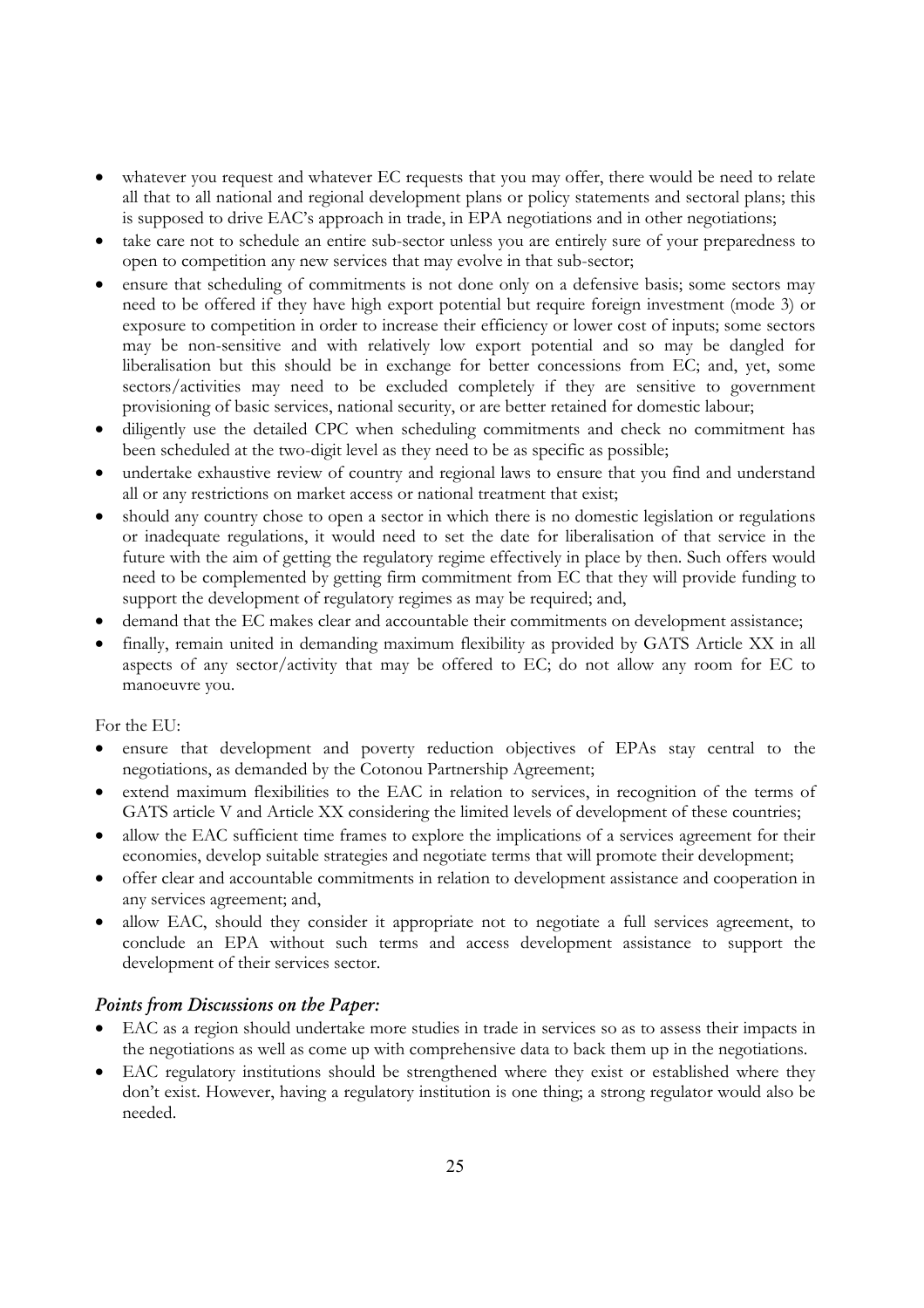- whatever you request and whatever EC requests that you may offer, there would be need to relate all that to all national and regional development plans or policy statements and sectoral plans; this is supposed to drive EAC's approach in trade, in EPA negotiations and in other negotiations;
- take care not to schedule an entire sub-sector unless you are entirely sure of your preparedness to open to competition any new services that may evolve in that sub-sector;
- ensure that scheduling of commitments is not done only on a defensive basis; some sectors may need to be offered if they have high export potential but require foreign investment (mode 3) or exposure to competition in order to increase their efficiency or lower cost of inputs; some sectors may be non-sensitive and with relatively low export potential and so may be dangled for liberalisation but this should be in exchange for better concessions from EC; and, yet, some sectors/activities may need to be excluded completely if they are sensitive to government provisioning of basic services, national security, or are better retained for domestic labour;
- diligently use the detailed CPC when scheduling commitments and check no commitment has been scheduled at the two-digit level as they need to be as specific as possible;
- undertake exhaustive review of country and regional laws to ensure that you find and understand all or any restrictions on market access or national treatment that exist;
- should any country chose to open a sector in which there is no domestic legislation or regulations or inadequate regulations, it would need to set the date for liberalisation of that service in the future with the aim of getting the regulatory regime effectively in place by then. Such offers would need to be complemented by getting firm commitment from EC that they will provide funding to support the development of regulatory regimes as may be required; and,
- demand that the EC makes clear and accountable their commitments on development assistance;
- finally, remain united in demanding maximum flexibility as provided by GATS Article XX in all aspects of any sector/activity that may be offered to EC; do not allow any room for EC to manoeuvre you.

For the EU:

- ensure that development and poverty reduction objectives of EPAs stay central to the negotiations, as demanded by the Cotonou Partnership Agreement;
- extend maximum flexibilities to the EAC in relation to services, in recognition of the terms of GATS article V and Article XX considering the limited levels of development of these countries;
- allow the EAC sufficient time frames to explore the implications of a services agreement for their economies, develop suitable strategies and negotiate terms that will promote their development;
- offer clear and accountable commitments in relation to development assistance and cooperation in any services agreement; and,
- allow EAC, should they consider it appropriate not to negotiate a full services agreement, to conclude an EPA without such terms and access development assistance to support the development of their services sector.

### *Points from Discussions on the Paper:*

- EAC as a region should undertake more studies in trade in services so as to assess their impacts in the negotiations as well as come up with comprehensive data to back them up in the negotiations.
- EAC regulatory institutions should be strengthened where they exist or established where they don't exist. However, having a regulatory institution is one thing; a strong regulator would also be needed.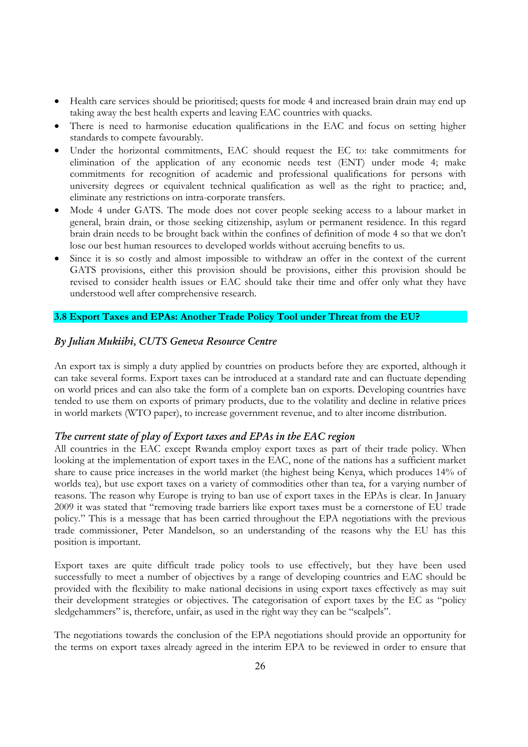- Health care services should be prioritised; quests for mode 4 and increased brain drain may end up taking away the best health experts and leaving EAC countries with quacks.
- There is need to harmonise education qualifications in the EAC and focus on setting higher standards to compete favourably.
- Under the horizontal commitments, EAC should request the EC to: take commitments for elimination of the application of any economic needs test (ENT) under mode 4; make commitments for recognition of academic and professional qualifications for persons with university degrees or equivalent technical qualification as well as the right to practice; and, eliminate any restrictions on intra-corporate transfers.
- Mode 4 under GATS. The mode does not cover people seeking access to a labour market in general, brain drain, or those seeking citizenship, asylum or permanent residence. In this regard brain drain needs to be brought back within the confines of definition of mode 4 so that we don't lose our best human resources to developed worlds without accruing benefits to us.
- Since it is so costly and almost impossible to withdraw an offer in the context of the current GATS provisions, either this provision should be provisions, either this provision should be revised to consider health issues or EAC should take their time and offer only what they have understood well after comprehensive research.

### 3.8 Export Taxes and EPAs: Another Trade Policy Tool under Threat from the EU?

*By Julian Mukiibi, CUTS Geneva Resource Centre*

An export tax is simply a duty applied by countries on products before they are exported, although it can take several forms. Export taxes can be introduced at a standard rate and can fluctuate depending on world prices and can also take the form of a complete ban on exports. Developing countries have tended to use them on exports of primary products, due to the volatility and decline in relative prices in world markets (WTO paper), to increase government revenue, and to alter income distribution.

#### *The current state of play of Export taxes and EPAs in the EAC region*

All countries in the EAC except Rwanda employ export taxes as part of their trade policy. When looking at the implementation of export taxes in the EAC, none of the nations has a sufficient market share to cause price increases in the world market (the highest being Kenya, which produces 14% of worlds tea), but use export taxes on a variety of commodities other than tea, for a varying number of reasons. The reason why Europe is trying to ban use of export taxes in the EPAs is clear. In January 2009 it was stated that "removing trade barriers like export taxes must be a cornerstone of EU trade policy." This is a message that has been carried throughout the EPA negotiations with the previous trade commissioner, Peter Mandelson, so an understanding of the reasons why the EU has this position is important.

Export taxes are quite difficult trade policy tools to use effectively, but they have been used successfully to meet a number of objectives by a range of developing countries and EAC should be provided with the flexibility to make national decisions in using export taxes effectively as may suit their development strategies or objectives. The categorisation of export taxes by the EC as "policy sledgehammers" is, therefore, unfair, as used in the right way they can be "scalpels".

The negotiations towards the conclusion of the EPA negotiations should provide an opportunity for the terms on export taxes already agreed in the interim EPA to be reviewed in order to ensure that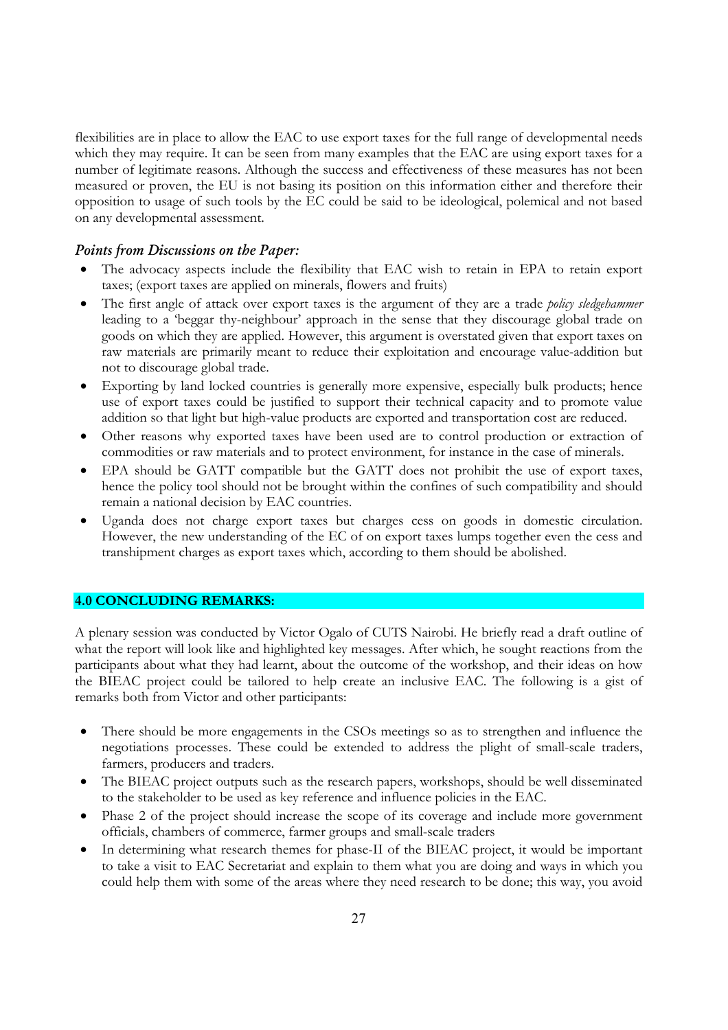flexibilities are in place to allow the EAC to use export taxes for the full range of developmental needs which they may require. It can be seen from many examples that the EAC are using export taxes for a number of legitimate reasons. Although the success and effectiveness of these measures has not been measured or proven, the EU is not basing its position on this information either and therefore their opposition to usage of such tools by the EC could be said to be ideological, polemical and not based on any developmental assessment.

### *Points from Discussions on the Paper:*

- The advocacy aspects include the flexibility that EAC wish to retain in EPA to retain export taxes; (export taxes are applied on minerals, flowers and fruits)
- The first angle of attack over export taxes is the argument of they are a trade *policy sledgehammer* leading to a 'beggar thy-neighbour' approach in the sense that they discourage global trade on goods on which they are applied. However, this argument is overstated given that export taxes on raw materials are primarily meant to reduce their exploitation and encourage value-addition but not to discourage global trade.
- Exporting by land locked countries is generally more expensive, especially bulk products; hence use of export taxes could be justified to support their technical capacity and to promote value addition so that light but high-value products are exported and transportation cost are reduced.
- Other reasons why exported taxes have been used are to control production or extraction of commodities or raw materials and to protect environment, for instance in the case of minerals.
- EPA should be GATT compatible but the GATT does not prohibit the use of export taxes, hence the policy tool should not be brought within the confines of such compatibility and should remain a national decision by EAC countries.
- Uganda does not charge export taxes but charges cess on goods in domestic circulation. However, the new understanding of the EC of on export taxes lumps together even the cess and transhipment charges as export taxes which, according to them should be abolished.

## 4.0 CONCLUDING REMARKS:

A plenary session was conducted by Victor Ogalo of CUTS Nairobi. He briefly read a draft outline of what the report will look like and highlighted key messages. After which, he sought reactions from the participants about what they had learnt, about the outcome of the workshop, and their ideas on how the BIEAC project could be tailored to help create an inclusive EAC. The following is a gist of remarks both from Victor and other participants:

- There should be more engagements in the CSOs meetings so as to strengthen and influence the negotiations processes. These could be extended to address the plight of small-scale traders, farmers, producers and traders.
- The BIEAC project outputs such as the research papers, workshops, should be well disseminated to the stakeholder to be used as key reference and influence policies in the EAC.
- Phase 2 of the project should increase the scope of its coverage and include more government officials, chambers of commerce, farmer groups and small-scale traders
- In determining what research themes for phase-II of the BIEAC project, it would be important to take a visit to EAC Secretariat and explain to them what you are doing and ways in which you could help them with some of the areas where they need research to be done; this way, you avoid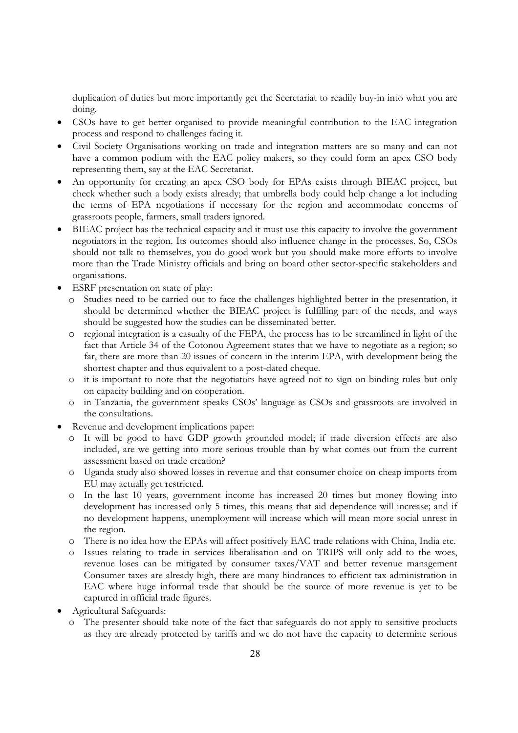duplication of duties but more importantly get the Secretariat to readily buy-in into what you are doing.

- CSOs have to get better organised to provide meaningful contribution to the EAC integration process and respond to challenges facing it.
- Civil Society Organisations working on trade and integration matters are so many and can not have a common podium with the EAC policy makers, so they could form an apex CSO body representing them, say at the EAC Secretariat.
- An opportunity for creating an apex CSO body for EPAs exists through BIEAC project, but check whether such a body exists already; that umbrella body could help change a lot including the terms of EPA negotiations if necessary for the region and accommodate concerns of grassroots people, farmers, small traders ignored.
- BIEAC project has the technical capacity and it must use this capacity to involve the government negotiators in the region. Its outcomes should also influence change in the processes. So, CSOs should not talk to themselves, you do good work but you should make more efforts to involve more than the Trade Ministry officials and bring on board other sector-specific stakeholders and organisations.
- ESRF presentation on state of play:
  - Studies need to be carried out to face the challenges highlighted better in the presentation, it should be determined whether the BIEAC project is fulfilling part of the needs, and ways should be suggested how the studies can be disseminated better.
  - regional integration is a casualty of the FEPA, the process has to be streamlined in light of the fact that Article 34 of the Cotonou Agreement states that we have to negotiate as a region; so far, there are more than 20 issues of concern in the interim EPA, with development being the shortest chapter and thus equivalent to a post-dated cheque.
  - it is important to note that the negotiators have agreed not to sign on binding rules but only on capacity building and on cooperation.
  - in Tanzania, the government speaks CSOs' language as CSOs and grassroots are involved in the consultations.
- Revenue and development implications paper:
  - It will be good to have GDP growth grounded model; if trade diversion effects are also included, are we getting into more serious trouble than by what comes out from the current assessment based on trade creation?
  - Uganda study also showed losses in revenue and that consumer choice on cheap imports from EU may actually get restricted.
  - In the last 10 years, government income has increased 20 times but money flowing into development has increased only 5 times, this means that aid dependence will increase; and if no development happens, unemployment will increase which will mean more social unrest in the region.
  - There is no idea how the EPAs will affect positively EAC trade relations with China, India etc.
  - Issues relating to trade in services liberalisation and on TRIPS will only add to the woes, revenue loses can be mitigated by consumer taxes/VAT and better revenue management Consumer taxes are already high, there are many hindrances to efficient tax administration in EAC where huge informal trade that should be the source of more revenue is yet to be captured in official trade figures.
- Agricultural Safeguards:
  - The presenter should take note of the fact that safeguards do not apply to sensitive products as they are already protected by tariffs and we do not have the capacity to determine serious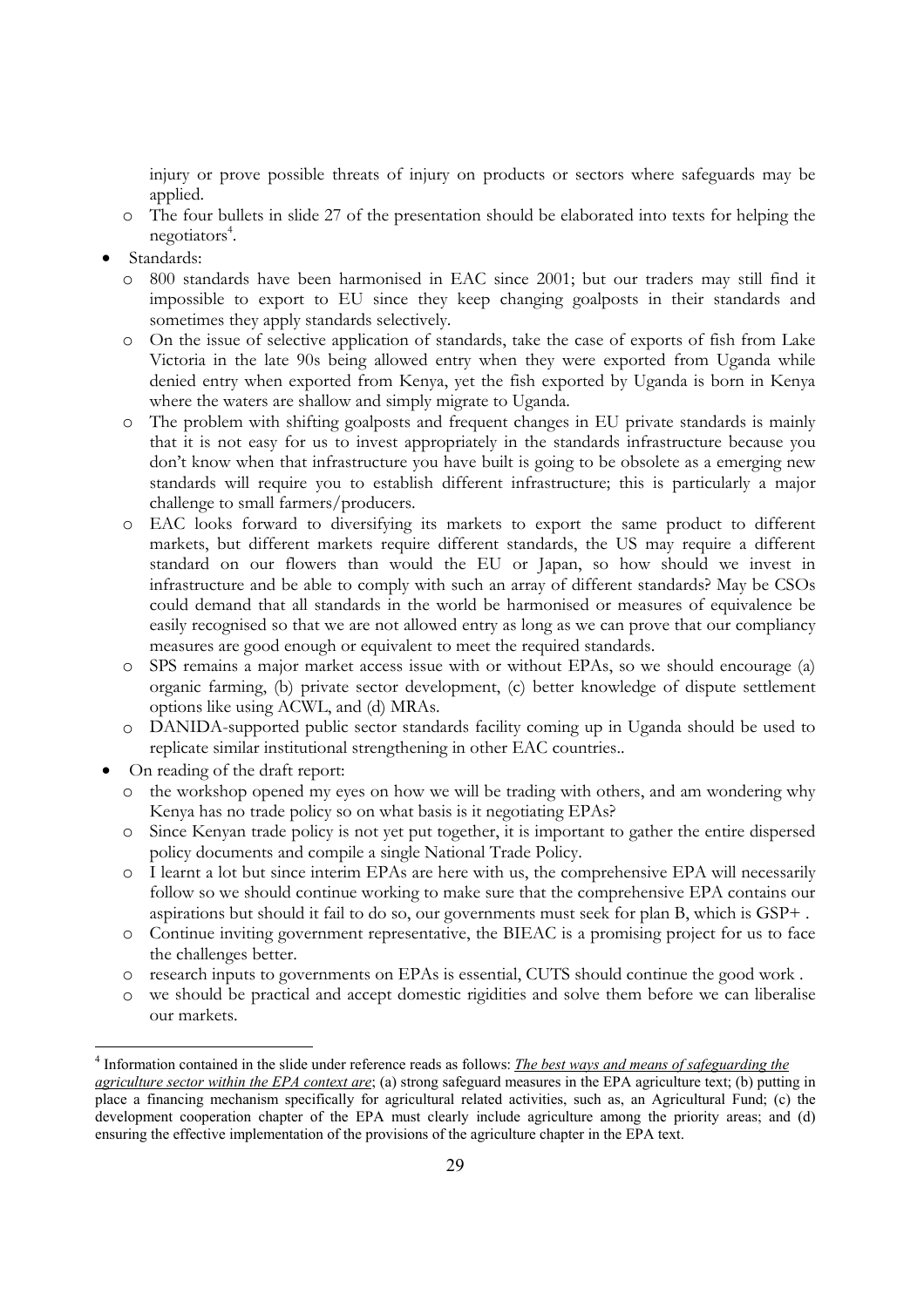injury or prove possible threats of injury on products or sectors where safeguards may be applied.

  - The four bullets in slide 27 of the presentation should be elaborated into texts for helping the negotiators[4].
- Standards:
  - 800 standards have been harmonised in EAC since 2001; but our traders may still find it impossible to export to EU since they keep changing goalposts in their standards and sometimes they apply standards selectively.
  - On the issue of selective application of standards, take the case of exports of fish from Lake Victoria in the late 90s being allowed entry when they were exported from Uganda while denied entry when exported from Kenya, yet the fish exported by Uganda is born in Kenya where the waters are shallow and simply migrate to Uganda.
  - The problem with shifting goalposts and frequent changes in EU private standards is mainly that it is not easy for us to invest appropriately in the standards infrastructure because you don't know when that infrastructure you have built is going to be obsolete as a emerging new standards will require you to establish different infrastructure; this is particularly a major challenge to small farmers/producers.
  - EAC looks forward to diversifying its markets to export the same product to different markets, but different markets require different standards, the US may require a different standard on our flowers than would the EU or Japan, so how should we invest in infrastructure and be able to comply with such an array of different standards? May be CSOs could demand that all standards in the world be harmonised or measures of equivalence be easily recognised so that we are not allowed entry as long as we can prove that our compliancy measures are good enough or equivalent to meet the required standards.
  - SPS remains a major market access issue with or without EPAs, so we should encourage (a) organic farming, (b) private sector development, (c) better knowledge of dispute settlement options like using ACWL, and (d) MRAs.
  - DANIDA-supported public sector standards facility coming up in Uganda should be used to replicate similar institutional strengthening in other EAC countries..
- On reading of the draft report:
  - the workshop opened my eyes on how we will be trading with others, and am wondering why Kenya has no trade policy so on what basis is it negotiating EPAs?
  - Since Kenyan trade policy is not yet put together, it is important to gather the entire dispersed policy documents and compile a single National Trade Policy.
  - I learnt a lot but since interim EPAs are here with us, the comprehensive EPA will necessarily follow so we should continue working to make sure that the comprehensive EPA contains our aspirations but should it fail to do so, our governments must seek for plan B, which is GSP+ .
  - Continue inviting government representative, the BIEAC is a promising project for us to face the challenges better.
  - research inputs to governments on EPAs is essential, CUTS should continue the good work .
  - we should be practical and accept domestic rigidities and solve them before we can liberalise our markets.

---

[4] Information contained in the slide under reference reads as follows: ***The best ways and means of safeguarding the agriculture sector within the EPA context are***; (a) strong safeguard measures in the EPA agriculture text; (b) putting in place a financing mechanism specifically for agricultural related activities, such as, an Agricultural Fund; (c) the development cooperation chapter of the EPA must clearly include agriculture among the priority areas; and (d) ensuring the effective implementation of the provisions of the agriculture chapter in the EPA text.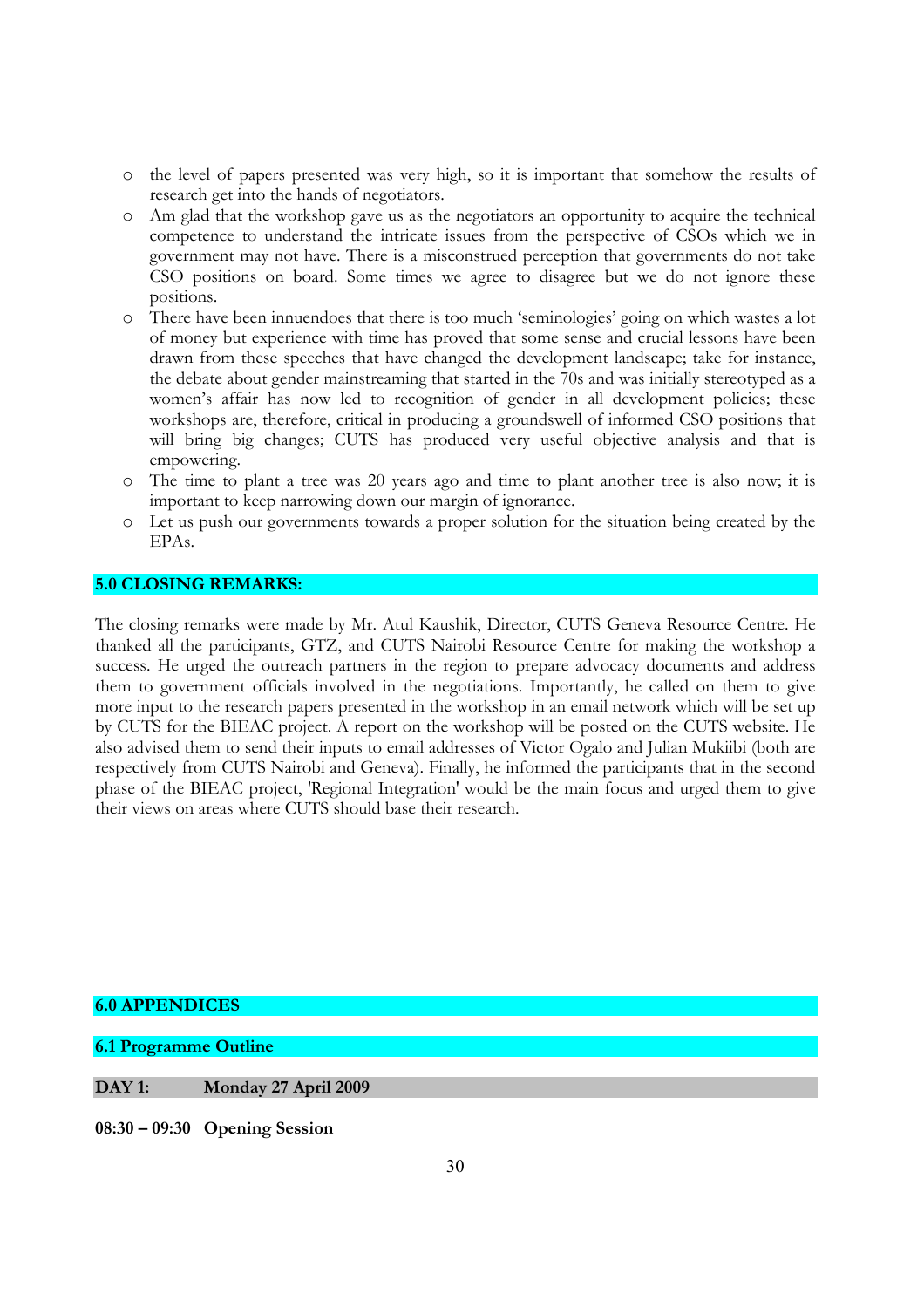- the level of papers presented was very high, so it is important that somehow the results of research get into the hands of negotiators.
- Am glad that the workshop gave us as the negotiators an opportunity to acquire the technical competence to understand the intricate issues from the perspective of CSOs which we in government may not have. There is a misconstrued perception that governments do not take CSO positions on board. Some times we agree to disagree but we do not ignore these positions.
- There have been innuendoes that there is too much 'seminologies' going on which wastes a lot of money but experience with time has proved that some sense and crucial lessons have been drawn from these speeches that have changed the development landscape; take for instance, the debate about gender mainstreaming that started in the 70s and was initially stereotyped as a women's affair has now led to recognition of gender in all development policies; these workshops are, therefore, critical in producing a groundswell of informed CSO positions that will bring big changes; CUTS has produced very useful objective analysis and that is empowering.
- The time to plant a tree was 20 years ago and time to plant another tree is also now; it is important to keep narrowing down our margin of ignorance.
- Let us push our governments towards a proper solution for the situation being created by the EPAs.

## 5.0 CLOSING REMARKS:

The closing remarks were made by Mr. Atul Kaushik, Director, CUTS Geneva Resource Centre. He thanked all the participants, GTZ, and CUTS Nairobi Resource Centre for making the workshop a success. He urged the outreach partners in the region to prepare advocacy documents and address them to government officials involved in the negotiations. Importantly, he called on them to give more input to the research papers presented in the workshop in an email network which will be set up by CUTS for the BIEAC project. A report on the workshop will be posted on the CUTS website. He also advised them to send their inputs to email addresses of Victor Ogalo and Julian Mukiibi (both are respectively from CUTS Nairobi and Geneva). Finally, he informed the participants that in the second phase of the BIEAC project, 'Regional Integration' would be the main focus and urged them to give their views on areas where CUTS should base their research.

## 6.0 APPENDICES

### 6.1 Programme Outline

**DAY 1: Monday 27 April 2009**

**08:30 – 09:30 Opening Session**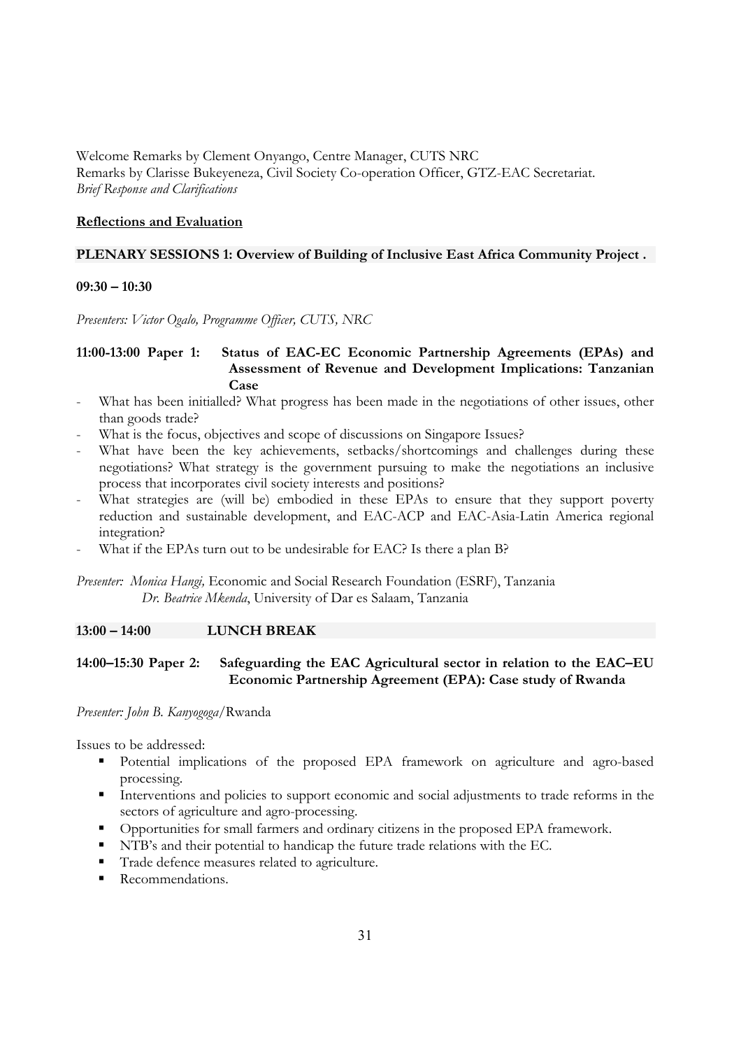Welcome Remarks by Clement Onyango, Centre Manager, CUTS NRC
Remarks by Clarisse Bukeyeneza, Civil Society Co-operation Officer, GTZ-EAC Secretariat.
*Brief Response and Clarifications*

**Reflections and Evaluation**

**PLENARY SESSIONS 1: Overview of Building of Inclusive East Africa Community Project .**

**09:30 – 10:30**

*Presenters: Victor Ogalo, Programme Officer, CUTS, NRC*

**11:00-13:00 Paper 1: Status of EAC-EC Economic Partnership Agreements (EPAs) and Assessment of Revenue and Development Implications: Tanzanian Case**

- What has been initialled? What progress has been made in the negotiations of other issues, other than goods trade?
- What is the focus, objectives and scope of discussions on Singapore Issues?
- What have been the key achievements, setbacks/shortcomings and challenges during these negotiations? What strategy is the government pursuing to make the negotiations an inclusive process that incorporates civil society interests and positions?
- What strategies are (will be) embodied in these EPAs to ensure that they support poverty reduction and sustainable development, and EAC-ACP and EAC-Asia-Latin America regional integration?
- What if the EPAs turn out to be undesirable for EAC? Is there a plan B?

*Presenter: Monica Hangi,* Economic and Social Research Foundation (ESRF), Tanzania
*Dr. Beatrice Mkenda*, University of Dar es Salaam, Tanzania

**13:00 – 14:00 LUNCH BREAK**

**14:00–15:30 Paper 2: Safeguarding the EAC Agricultural sector in relation to the EAC–EU Economic Partnership Agreement (EPA): Case study of Rwanda**

*Presenter: John B. Kanyogoga*/Rwanda

Issues to be addressed:

- Potential implications of the proposed EPA framework on agriculture and agro-based processing.
- Interventions and policies to support economic and social adjustments to trade reforms in the sectors of agriculture and agro-processing.
- Opportunities for small farmers and ordinary citizens in the proposed EPA framework.
- NTB's and their potential to handicap the future trade relations with the EC.
- Trade defence measures related to agriculture.
- Recommendations.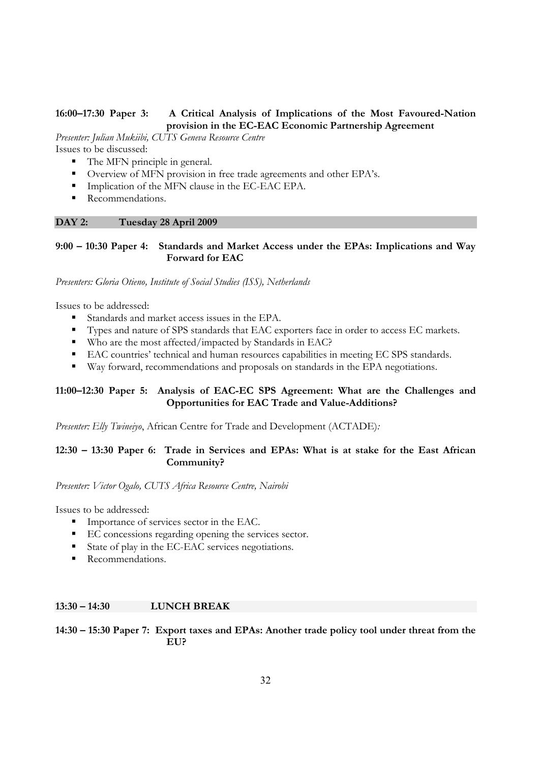**16:00–17:30 Paper 3: A Critical Analysis of Implications of the Most Favoured-Nation provision in the EC-EAC Economic Partnership Agreement**

*Presenter: Julian Mukiibi, CUTS Geneva Resource Centre*

Issues to be discussed:

- The MFN principle in general.
- Overview of MFN provision in free trade agreements and other EPA's.
- Implication of the MFN clause in the EC-EAC EPA.
- Recommendations.

**DAY 2: Tuesday 28 April 2009**

**9:00 – 10:30 Paper 4: Standards and Market Access under the EPAs: Implications and Way Forward for EAC**

*Presenters: Gloria Otieno, Institute of Social Studies (ISS), Netherlands*

Issues to be addressed:

- Standards and market access issues in the EPA.
- Types and nature of SPS standards that EAC exporters face in order to access EC markets.
- Who are the most affected/impacted by Standards in EAC?
- EAC countries' technical and human resources capabilities in meeting EC SPS standards.
- Way forward, recommendations and proposals on standards in the EPA negotiations.

**11:00–12:30 Paper 5: Analysis of EAC-EC SPS Agreement: What are the Challenges and Opportunities for EAC Trade and Value-Additions?**

*Presenter: Elly Twineiyo*, African Centre for Trade and Development (ACTADE)*:*

**12:30 – 13:30 Paper 6: Trade in Services and EPAs: What is at stake for the East African Community?**

*Presenter: Victor Ogalo, CUTS Africa Resource Centre, Nairobi*

Issues to be addressed:

- Importance of services sector in the EAC.
- EC concessions regarding opening the services sector.
- State of play in the EC-EAC services negotiations.
- Recommendations.

**13:30 – 14:30 LUNCH BREAK**

**14:30 – 15:30 Paper 7: Export taxes and EPAs: Another trade policy tool under threat from the EU?**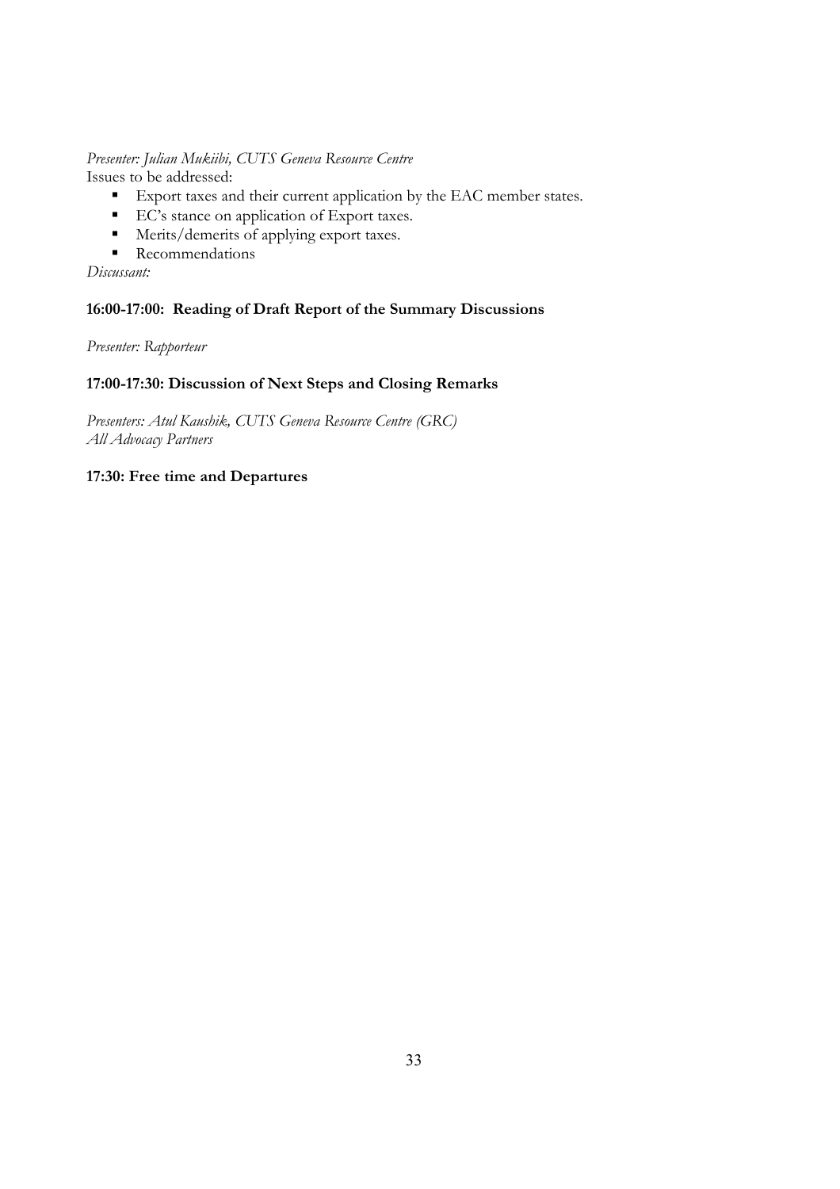*Presenter: Julian Mukiibi, CUTS Geneva Resource Centre*

Issues to be addressed:

- Export taxes and their current application by the EAC member states.
- EC's stance on application of Export taxes.
- Merits/demerits of applying export taxes.
- Recommendations

*Discussant:*

**16:00-17:00: Reading of Draft Report of the Summary Discussions**

*Presenter: Rapporteur*

**17:00-17:30: Discussion of Next Steps and Closing Remarks**

*Presenters: Atul Kaushik, CUTS Geneva Resource Centre (GRC)*
*All Advocacy Partners*

**17:30: Free time and Departures**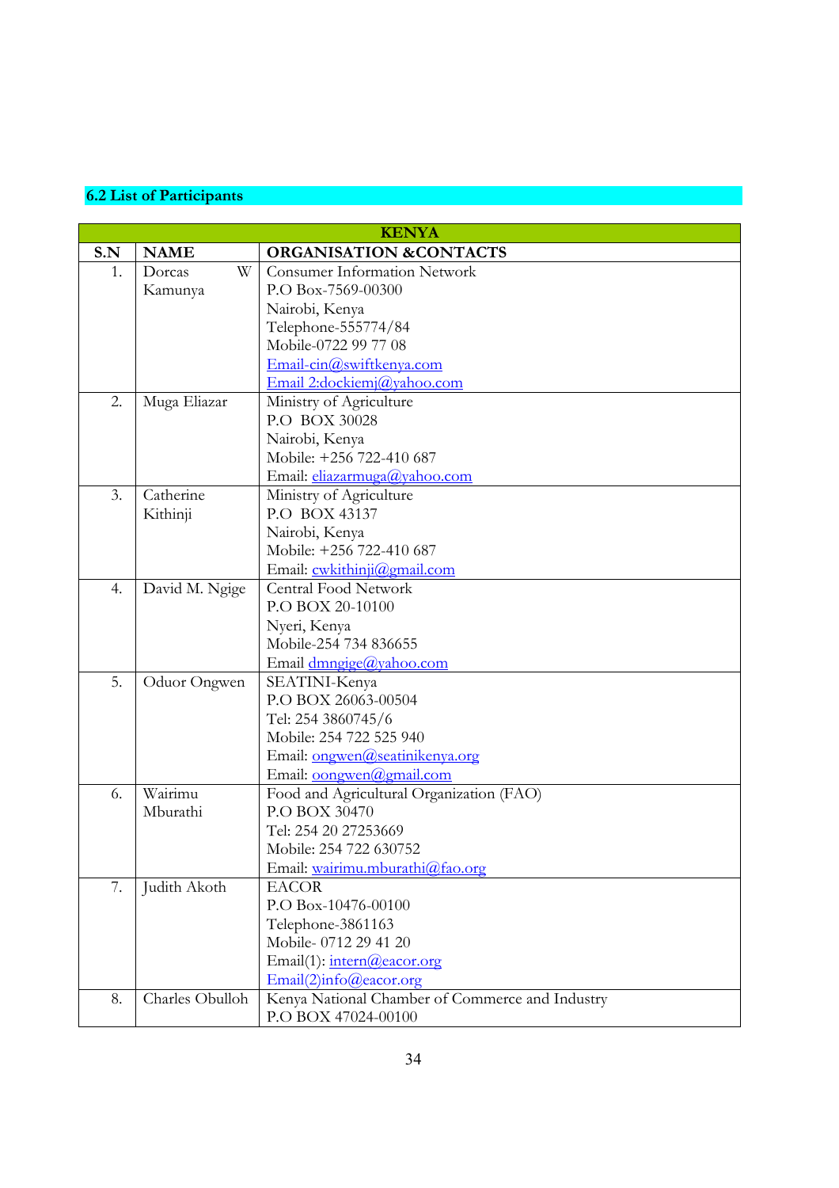## 6.2 List of Participants

| KENYA | | |
|---|---|---|
| **S.N** | **NAME** | **ORGANISATION &CONTACTS** |
| 1. | Dorcas W Kamunya | Consumer Information Network<br>P.O Box-7569-00300<br>Nairobi, Kenya<br>Telephone-555774/84<br>Mobile-0722 99 77 08<br>Email-cin@swiftkenya.com<br>Email 2:dockiemj@yahoo.com |
| 2. | Muga Eliazar | Ministry of Agriculture<br>P.O BOX 30028<br>Nairobi, Kenya<br>Mobile: +256 722-410 687<br>Email: eliazarmuga@yahoo.com |
| 3. | Catherine Kithinji | Ministry of Agriculture<br>P.O BOX 43137<br>Nairobi, Kenya<br>Mobile: +256 722-410 687<br>Email: cwkithinji@gmail.com |
| 4. | David M. Ngige | Central Food Network<br>P.O BOX 20-10100<br>Nyeri, Kenya<br>Mobile-254 734 836655<br>Email dmngige@yahoo.com |
| 5. | Oduor Ongwen | SEATINI-Kenya<br>P.O BOX 26063-00504<br>Tel: 254 3860745/6<br>Mobile: 254 722 525 940<br>Email: ongwen@seatinikenya.org<br>Email: oongwen@gmail.com |
| 6. | Wairimu Mburathi | Food and Agricultural Organization (FAO)<br>P.O BOX 30470<br>Tel: 254 20 27253669<br>Mobile: 254 722 630752<br>Email: wairimu.mburathi@fao.org |
| 7. | Judith Akoth | EACOR<br>P.O Box-10476-00100<br>Telephone-3861163<br>Mobile- 0712 29 41 20<br>Email(1): intern@eacor.org<br>Email(2)info@eacor.org |
| 8. | Charles Obulloh | Kenya National Chamber of Commerce and Industry<br>P.O BOX 47024-00100 |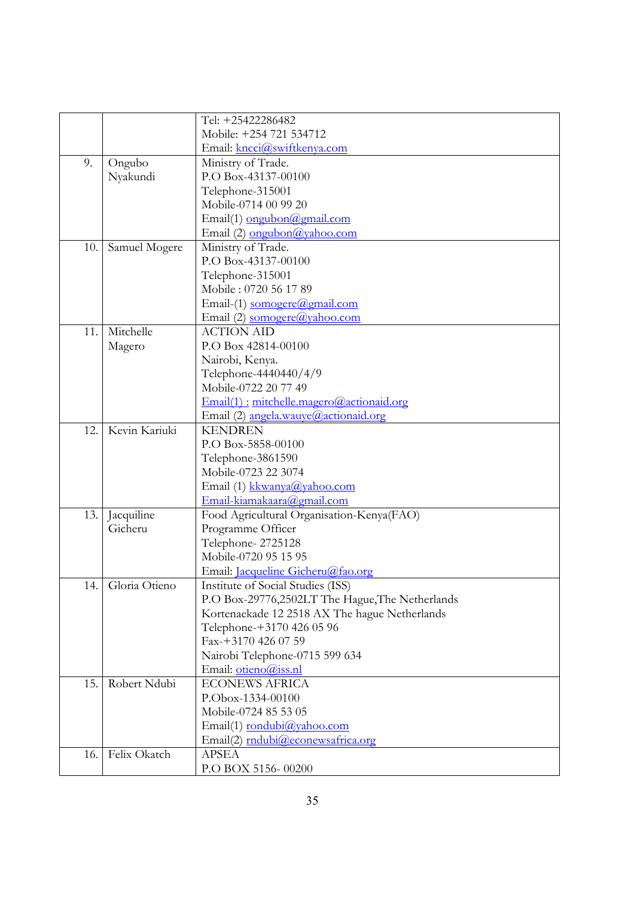| | | |
|---|---|---|
| | | Tel: +25422286482<br>Mobile: +254 721 534712<br>Email: kncci@swiftkenya.com |
| 9. | Ongubo Nyakundi | Ministry of Trade.<br>P.O Box-43137-00100<br>Telephone-315001<br>Mobile-0714 00 99 20<br>Email(1) ongubon@gmail.com<br>Email (2) ongubon@yahoo.com |
| 10. | Samuel Mogere | Ministry of Trade.<br>P.O Box-43137-00100<br>Telephone-315001<br>Mobile : 0720 56 17 89<br>Email-(1) somogere@gmail.com<br>Email (2) somogere@yahoo.com |
| 11. | Mitchelle Magero | ACTION AID<br>P.O Box 42814-00100<br>Nairobi, Kenya.<br>Telephone-4440440/4/9<br>Mobile-0722 20 77 49<br>Email(1) : mitchelle.magero@actionaid.org<br>Email (2) angela.wauye@actionaid.org |
| 12. | Kevin Kariuki | KENDREN<br>P.O Box-5858-00100<br>Telephone-3861590<br>Mobile-0723 22 3074<br>Email (1) kkwanya@yahoo.com<br>Email-kiamakaara@gmail.com |
| 13. | Jacquiline Gicheru | Food Agricultural Organisation-Kenya(FAO)<br>Programme Officer<br>Telephone- 2725128<br>Mobile-0720 95 15 95<br>Email: Jacqueline Gicheru@fao.org |
| 14. | Gloria Otieno | Institute of Social Studies (ISS)<br>P.O Box-29776,2502LT The Hague,The Netherlands<br>Kortenaekade 12 2518 AX The hague Netherlands<br>Telephone-+3170 426 05 96<br>Fax-+3170 426 07 59<br>Nairobi Telephone-0715 599 634<br>Email: otieno@iss.nl |
| 15. | Robert Ndubi | ECONEWS AFRICA<br>P.Obox-1334-00100<br>Mobile-0724 85 53 05<br>Email(1) rondubi@yahoo.com<br>Email(2) rndubi@econewsafrica.org |
| 16. | Felix Okatch | APSEA<br>P.O BOX 5156- 00200 |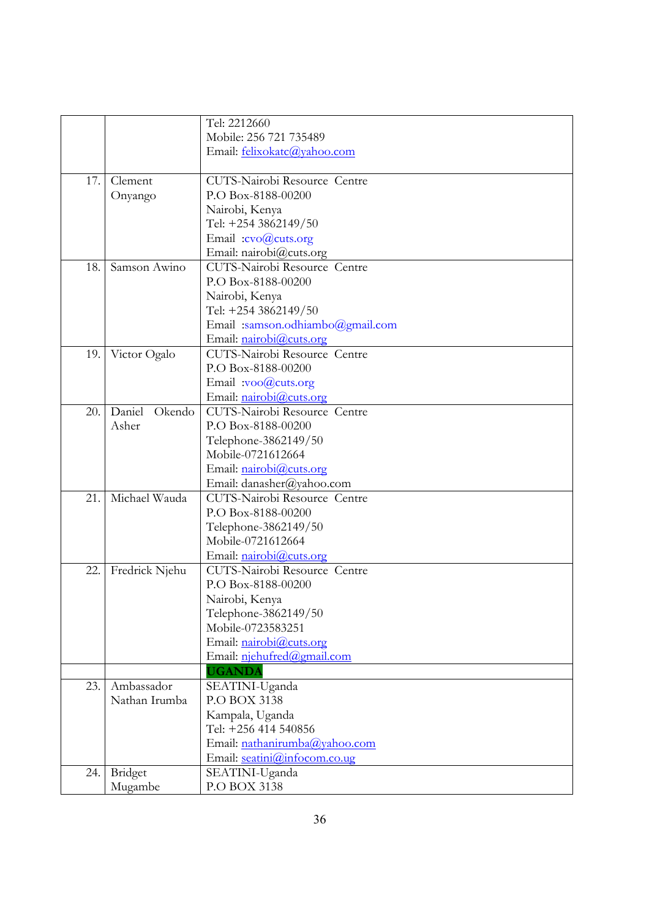| | | |
|---|---|---|
| | | Tel: 2212660<br>Mobile: 256 721 735489<br>Email: felixokatc@yahoo.com |
| 17. | Clement Onyango | CUTS-Nairobi Resource Centre<br>P.O Box-8188-00200<br>Nairobi, Kenya<br>Tel: +254 3862149/50<br>Email :cvo@cuts.org<br>Email: nairobi@cuts.org |
| 18. | Samson Awino | CUTS-Nairobi Resource Centre<br>P.O Box-8188-00200<br>Nairobi, Kenya<br>Tel: +254 3862149/50<br>Email :samson.odhiambo@gmail.com<br>Email: nairobi@cuts.org |
| 19. | Victor Ogalo | CUTS-Nairobi Resource Centre<br>P.O Box-8188-00200<br>Email :voo@cuts.org<br>Email: nairobi@cuts.org |
| 20. | Daniel Okendo Asher | CUTS-Nairobi Resource Centre<br>P.O Box-8188-00200<br>Telephone-3862149/50<br>Mobile-0721612664<br>Email: nairobi@cuts.org<br>Email: danasher@yahoo.com |
| 21. | Michael Wauda | CUTS-Nairobi Resource Centre<br>P.O Box-8188-00200<br>Telephone-3862149/50<br>Mobile-0721612664<br>Email: nairobi@cuts.org |
| 22. | Fredrick Njehu | CUTS-Nairobi Resource Centre<br>P.O Box-8188-00200<br>Nairobi, Kenya<br>Telephone-3862149/50<br>Mobile-0723583251<br>Email: nairobi@cuts.org<br>Email: njehufred@gmail.com |
| | | **UGANDA** |
| 23. | Ambassador Nathan Irumba | SEATINI-Uganda<br>P.O BOX 3138<br>Kampala, Uganda<br>Tel: +256 414 540856<br>Email: nathanirumba@yahoo.com<br>Email: seatini@infocom.co.ug |
| 24. | Bridget Mugambe | SEATINI-Uganda<br>P.O BOX 3138 |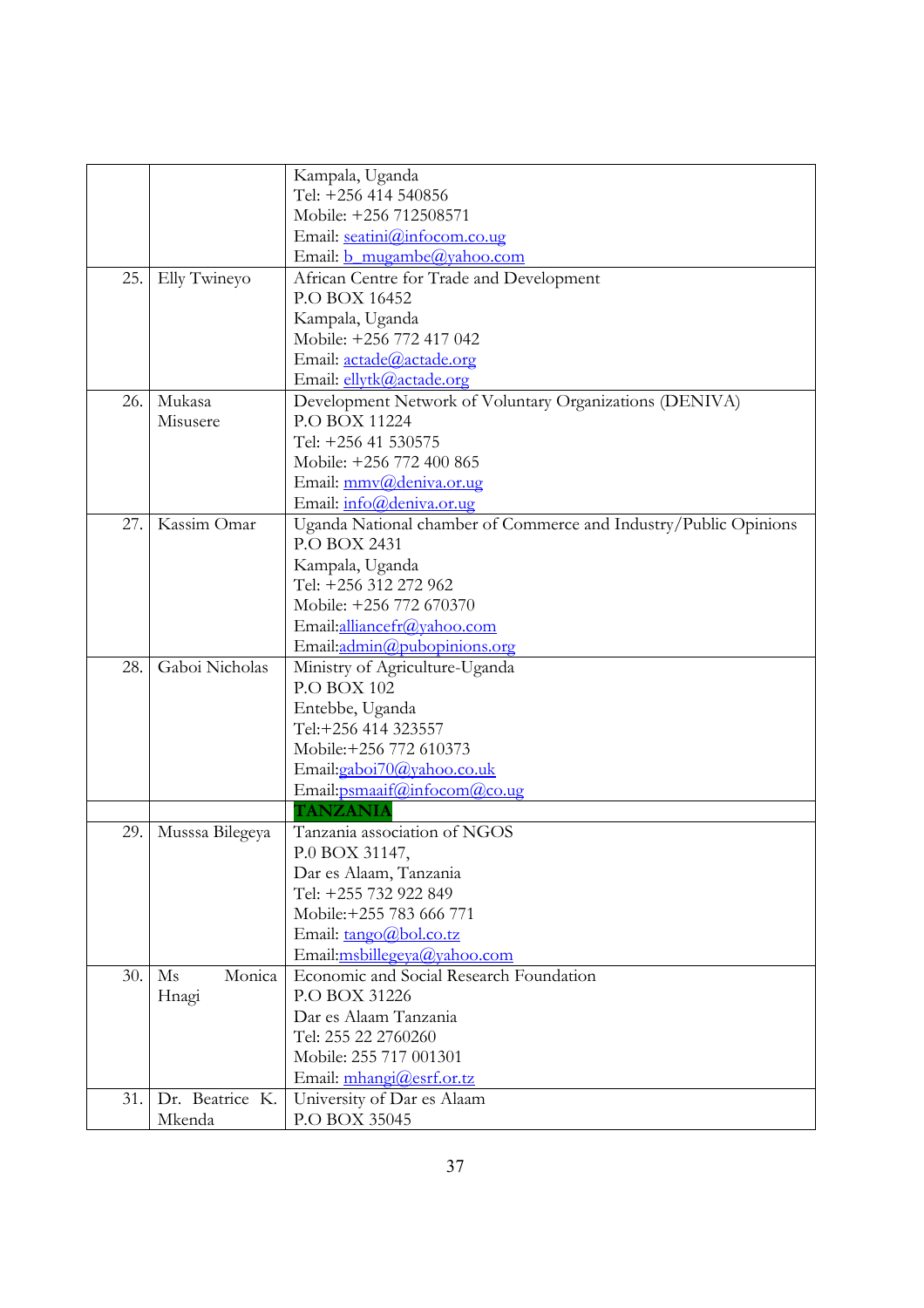| | | |
|---|---|---|
| | | Kampala, Uganda<br>Tel: +256 414 540856<br>Mobile: +256 712508571<br>Email: seatini@infocom.co.ug<br>Email: b_mugambe@yahoo.com |
| 25. | Elly Twineyo | African Centre for Trade and Development<br>P.O BOX 16452<br>Kampala, Uganda<br>Mobile: +256 772 417 042<br>Email: actade@actade.org<br>Email: ellytk@actade.org |
| 26. | Mukasa Misusere | Development Network of Voluntary Organizations (DENIVA)<br>P.O BOX 11224<br>Tel: +256 41 530575<br>Mobile: +256 772 400 865<br>Email: mmv@deniva.or.ug<br>Email: info@deniva.or.ug |
| 27. | Kassim Omar | Uganda National chamber of Commerce and Industry/Public Opinions<br>P.O BOX 2431<br>Kampala, Uganda<br>Tel: +256 312 272 962<br>Mobile: +256 772 670370<br>Email:alliancefr@yahoo.com<br>Email:admin@pubopinions.org |
| 28. | Gaboi Nicholas | Ministry of Agriculture-Uganda<br>P.O BOX 102<br>Entebbe, Uganda<br>Tel:+256 414 323557<br>Mobile:+256 772 610373<br>Email:gaboi70@yahoo.co.uk<br>Email:psmaaif@infocom@co.ug |
| | | **TANZANIA** |
| 29. | Musssa Bilegeya | Tanzania association of NGOS<br>P.0 BOX 31147,<br>Dar es Alaam, Tanzania<br>Tel: +255 732 922 849<br>Mobile:+255 783 666 771<br>Email: tango@bol.co.tz<br>Email:msbillegeya@yahoo.com |
| 30. | Ms Monica Hnagi | Economic and Social Research Foundation<br>P.O BOX 31226<br>Dar es Alaam Tanzania<br>Tel: 255 22 2760260<br>Mobile: 255 717 001301<br>Email: mhangi@esrf.or.tz |
| 31. | Dr. Beatrice K. Mkenda | University of Dar es Alaam<br>P.O BOX 35045 |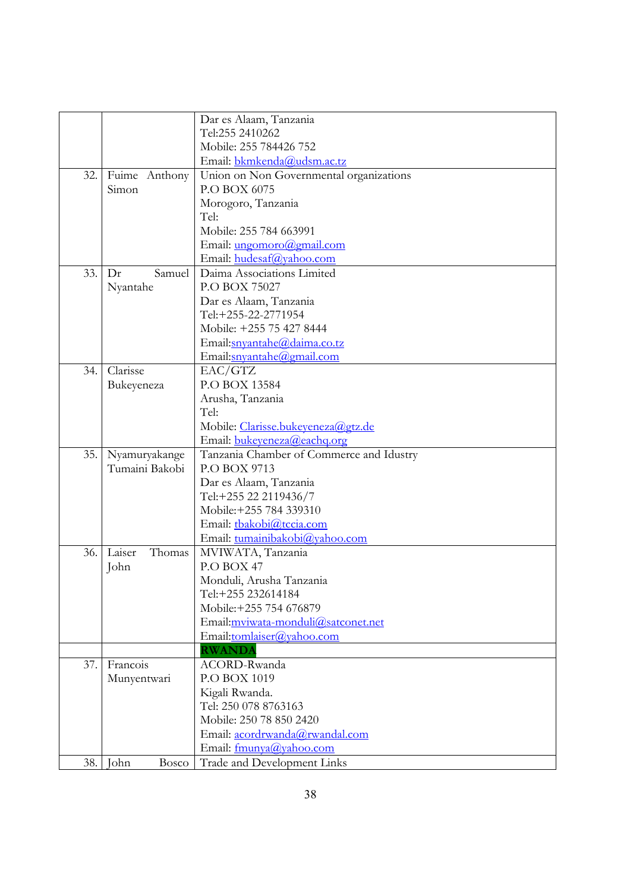| | | |
|---|---|---|
| | | Dar es Alaam, Tanzania<br>Tel:255 2410262<br>Mobile: 255 784426 752<br>Email: bkmkenda@udsm.ac.tz |
| 32. | Fuime Anthony Simon | Union on Non Governmental organizations<br>P.O BOX 6075<br>Morogoro, Tanzania<br>Tel:<br>Mobile: 255 784 663991<br>Email: ungomoro@gmail.com<br>Email: hudesaf@yahoo.com |
| 33. | Dr Samuel Nyantahe | Daima Associations Limited<br>P.O BOX 75027<br>Dar es Alaam, Tanzania<br>Tel:+255-22-2771954<br>Mobile: +255 75 427 8444<br>Email:snyantahe@daima.co.tz<br>Email:snyantahe@gmail.com |
| 34. | Clarisse Bukeyeneza | EAC/GTZ<br>P.O BOX 13584<br>Arusha, Tanzania<br>Tel:<br>Mobile: Clarisse.bukeyeneza@gtz.de<br>Email: bukeyeneza@eachq.org |
| 35. | Nyamuryakange Tumaini Bakobi | Tanzania Chamber of Commerce and Idustry<br>P.O BOX 9713<br>Dar es Alaam, Tanzania<br>Tel:+255 22 2119436/7<br>Mobile:+255 784 339310<br>Email: tbakobi@tccia.com<br>Email: tumainibakobi@yahoo.com |
| 36. | Laiser Thomas John | MVIWATA, Tanzania<br>P.O BOX 47<br>Monduli, Arusha Tanzania<br>Tel:+255 232614184<br>Mobile:+255 754 676879<br>Email:mviwata-monduli@satconet.net<br>Email:tomlaiser@yahoo.com |
| | | **RWANDA** |
| 37. | Francois Munyentwari | ACORD-Rwanda<br>P.O BOX 1019<br>Kigali Rwanda.<br>Tel: 250 078 8763163<br>Mobile: 250 78 850 2420<br>Email: acordrwanda@rwandal.com<br>Email: fmunya@yahoo.com |
| 38. | John Bosco | Trade and Development Links |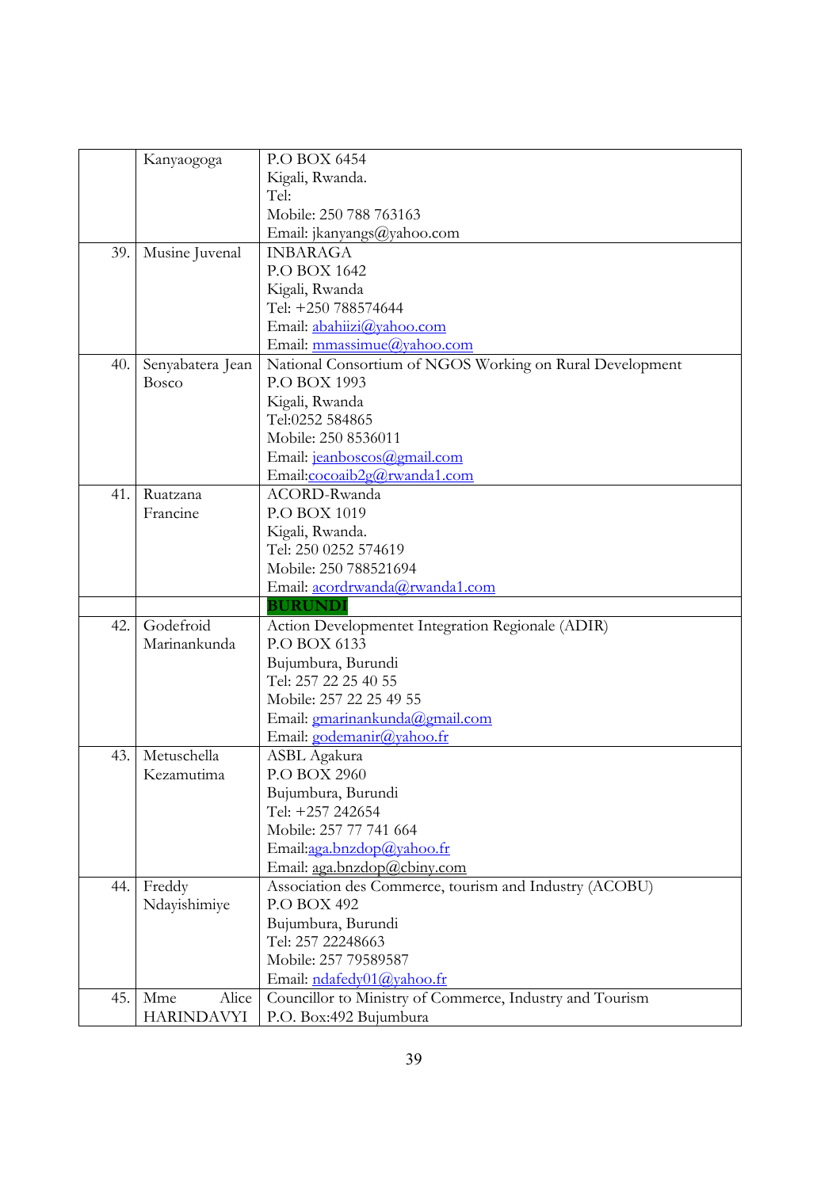| | | |
|---|---|---|
| | Kanyaogoga | P.O BOX 6454<br>Kigali, Rwanda.<br>Tel:<br>Mobile: 250 788 763163<br>Email: jkanyangs@yahoo.com |
| 39. | Musine Juvenal | INBARAGA<br>P.O BOX 1642<br>Kigali, Rwanda<br>Tel: +250 788574644<br>Email: abahiizi@yahoo.com<br>Email: mmassimue@yahoo.com |
| 40. | Senyabatera Jean Bosco | National Consortium of NGOS Working on Rural Development<br>P.O BOX 1993<br>Kigali, Rwanda<br>Tel:0252 584865<br>Mobile: 250 8536011<br>Email: jeanboscos@gmail.com<br>Email:cocoaib2g@rwanda1.com |
| 41. | Ruatzana Francine | ACORD-Rwanda<br>P.O BOX 1019<br>Kigali, Rwanda.<br>Tel: 250 0252 574619<br>Mobile: 250 788521694<br>Email: acordrwanda@rwanda1.com |
| | | **BURUNDI** |
| 42. | Godefroid Marinankunda | Action Developmentet Integration Regionale (ADIR)<br>P.O BOX 6133<br>Bujumbura, Burundi<br>Tel: 257 22 25 40 55<br>Mobile: 257 22 25 49 55<br>Email: gmarinankunda@gmail.com<br>Email: godemanir@yahoo.fr |
| 43. | Metuschella Kezamutima | ASBL Agakura<br>P.O BOX 2960<br>Bujumbura, Burundi<br>Tel: +257 242654<br>Mobile: 257 77 741 664<br>Email:aga.bnzdop@yahoo.fr<br>Email: aga.bnzdop@cbiny.com |
| 44. | Freddy Ndayishimiye | Association des Commerce, tourism and Industry (ACOBU)<br>P.O BOX 492<br>Bujumbura, Burundi<br>Tel: 257 22248663<br>Mobile: 257 79589587<br>Email: ndafedy01@yahoo.fr |
| 45. | Mme Alice HARINDAVYI | Councillor to Ministry of Commerce, Industry and Tourism<br>P.O. Box:492 Bujumbura |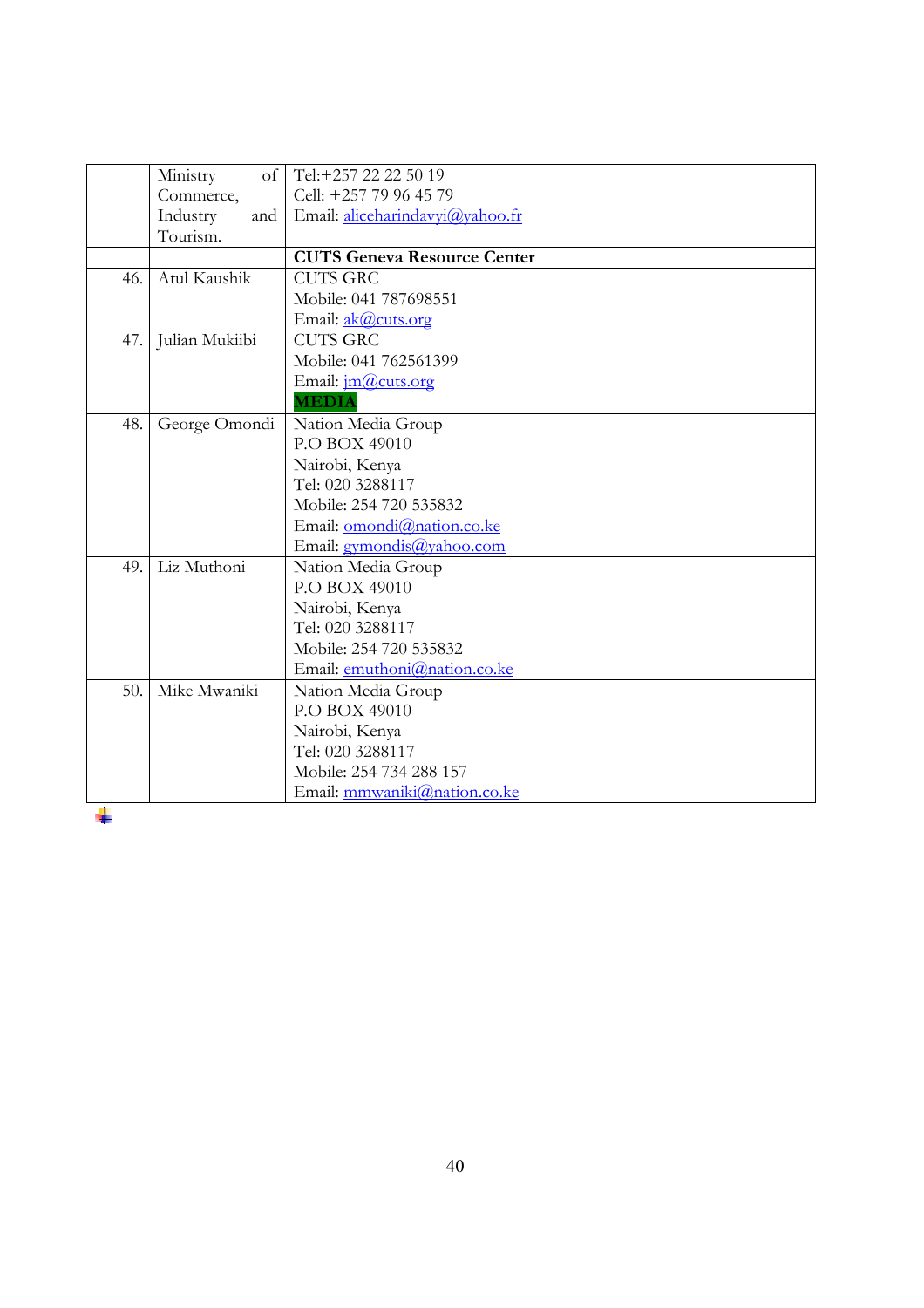| | | |
|---|---|---|
| | Ministry of Commerce, Industry and Tourism. | Tel:+257 22 22 50 19<br>Cell: +257 79 96 45 79<br>Email: aliceharindavyi@yahoo.fr |
| | | **CUTS Geneva Resource Center** |
| 46. | Atul Kaushik | CUTS GRC<br>Mobile: 041 787698551<br>Email: ak@cuts.org |
| 47. | Julian Mukiibi | CUTS GRC<br>Mobile: 041 762561399<br>Email: jm@cuts.org |
| | | **MEDIA** |
| 48. | George Omondi | Nation Media Group<br>P.O BOX 49010<br>Nairobi, Kenya<br>Tel: 020 3288117<br>Mobile: 254 720 535832<br>Email: omondi@nation.co.ke<br>Email: gymondis@yahoo.com |
| 49. | Liz Muthoni | Nation Media Group<br>P.O BOX 49010<br>Nairobi, Kenya<br>Tel: 020 3288117<br>Mobile: 254 720 535832<br>Email: emuthoni@nation.co.ke |
| 50. | Mike Mwaniki | Nation Media Group<br>P.O BOX 49010<br>Nairobi, Kenya<br>Tel: 020 3288117<br>Mobile: 254 734 288 157<br>Email: mmwaniki@nation.co.ke |